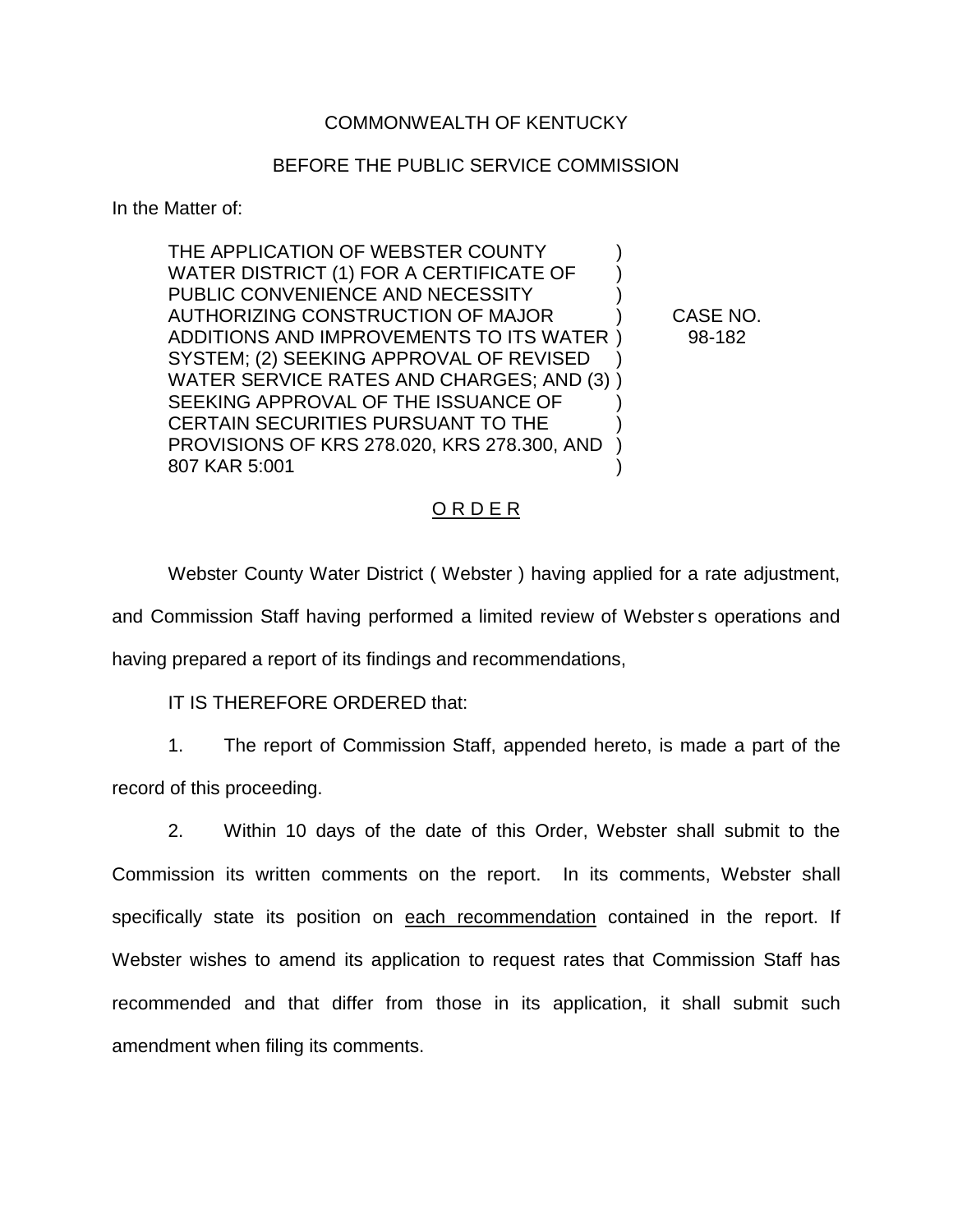COMMONWEALTH OF KENTUCKY

BEFORE THE PUBLIC SERVICE COMMISSION

In the Matter of:

| | | |
|---|---|---|
| THE APPLICATION OF WEBSTER COUNTY WATER DISTRICT (1) FOR A CERTIFICATE OF PUBLIC CONVENIENCE AND NECESSITY AUTHORIZING CONSTRUCTION OF MAJOR ADDITIONS AND IMPROVEMENTS TO ITS WATER SYSTEM; (2) SEEKING APPROVAL OF REVISED WATER SERVICE RATES AND CHARGES; AND (3) SEEKING APPROVAL OF THE ISSUANCE OF CERTAIN SECURITIES PURSUANT TO THE PROVISIONS OF KRS 278.020, KRS 278.300, AND 807 KAR 5:001 | ) | CASE NO. 98-182 |

O R D E R

Webster County Water District ( Webster ) having applied for a rate adjustment, and Commission Staff having performed a limited review of Webster s operations and having prepared a report of its findings and recommendations,

IT IS THEREFORE ORDERED that:

1. The report of Commission Staff, appended hereto, is made a part of the record of this proceeding.

2. Within 10 days of the date of this Order, Webster shall submit to the Commission its written comments on the report. In its comments, Webster shall specifically state its position on each recommendation contained in the report. If Webster wishes to amend its application to request rates that Commission Staff has recommended and that differ from those in its application, it shall submit such amendment when filing its comments.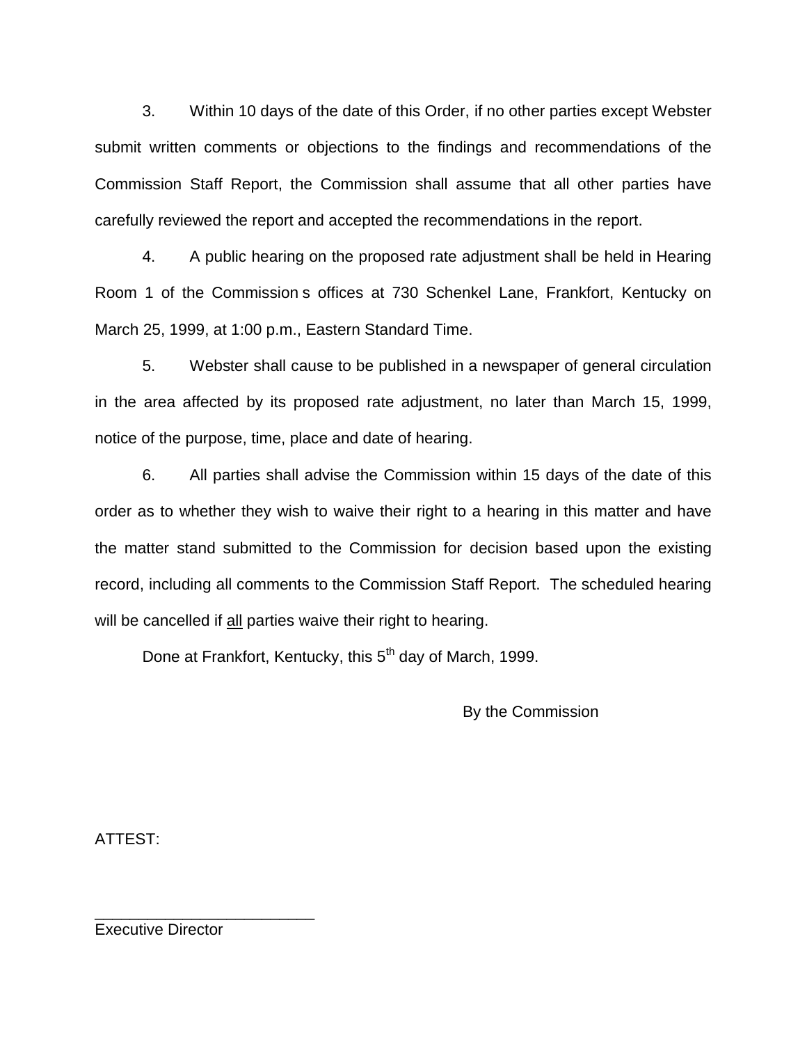3. Within 10 days of the date of this Order, if no other parties except Webster submit written comments or objections to the findings and recommendations of the Commission Staff Report, the Commission shall assume that all other parties have carefully reviewed the report and accepted the recommendations in the report.

4. A public hearing on the proposed rate adjustment shall be held in Hearing Room 1 of the Commission s offices at 730 Schenkel Lane, Frankfort, Kentucky on March 25, 1999, at 1:00 p.m., Eastern Standard Time.

5. Webster shall cause to be published in a newspaper of general circulation in the area affected by its proposed rate adjustment, no later than March 15, 1999, notice of the purpose, time, place and date of hearing.

6. All parties shall advise the Commission within 15 days of the date of this order as to whether they wish to waive their right to a hearing in this matter and have the matter stand submitted to the Commission for decision based upon the existing record, including all comments to the Commission Staff Report. The scheduled hearing will be cancelled if all parties waive their right to hearing.

Done at Frankfort, Kentucky, this 5th day of March, 1999.

By the Commission

ATTEST:

_________________________
Executive Director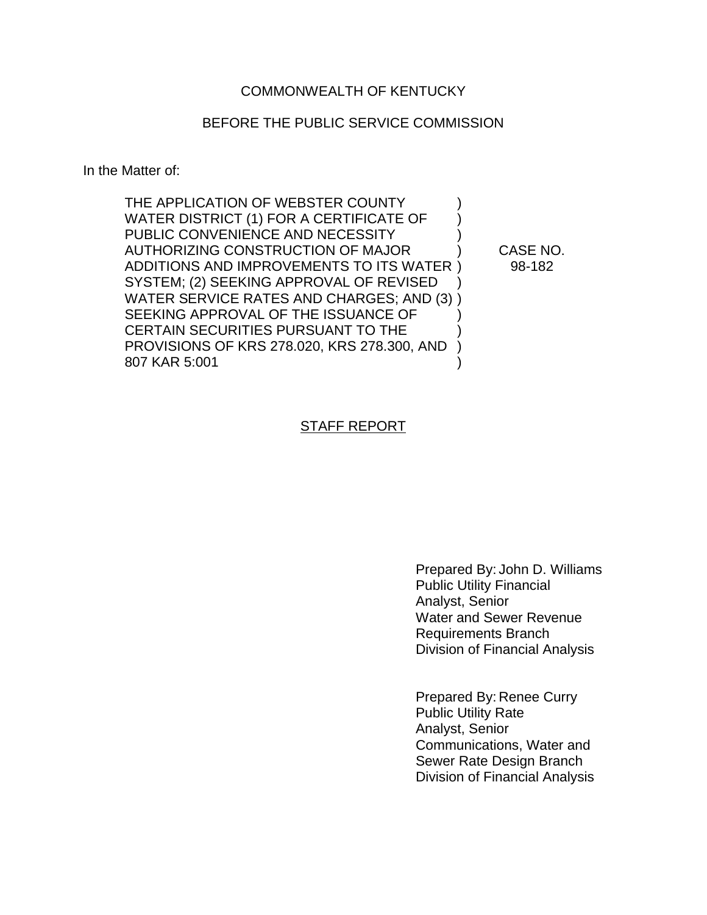COMMONWEALTH OF KENTUCKY

BEFORE THE PUBLIC SERVICE COMMISSION

In the Matter of:

| | | |
|---|---|---|
| THE APPLICATION OF WEBSTER COUNTY WATER DISTRICT (1) FOR A CERTIFICATE OF PUBLIC CONVENIENCE AND NECESSITY AUTHORIZING CONSTRUCTION OF MAJOR ADDITIONS AND IMPROVEMENTS TO ITS WATER SYSTEM; (2) SEEKING APPROVAL OF REVISED WATER SERVICE RATES AND CHARGES; AND (3) SEEKING APPROVAL OF THE ISSUANCE OF CERTAIN SECURITIES PURSUANT TO THE PROVISIONS OF KRS 278.020, KRS 278.300, AND 807 KAR 5:001 | ) | CASE NO. 98-182 |

STAFF REPORT

Prepared By: John D. Williams
Public Utility Financial Analyst, Senior
Water and Sewer Revenue Requirements Branch
Division of Financial Analysis

Prepared By: Renee Curry
Public Utility Rate Analyst, Senior
Communications, Water and Sewer Rate Design Branch
Division of Financial Analysis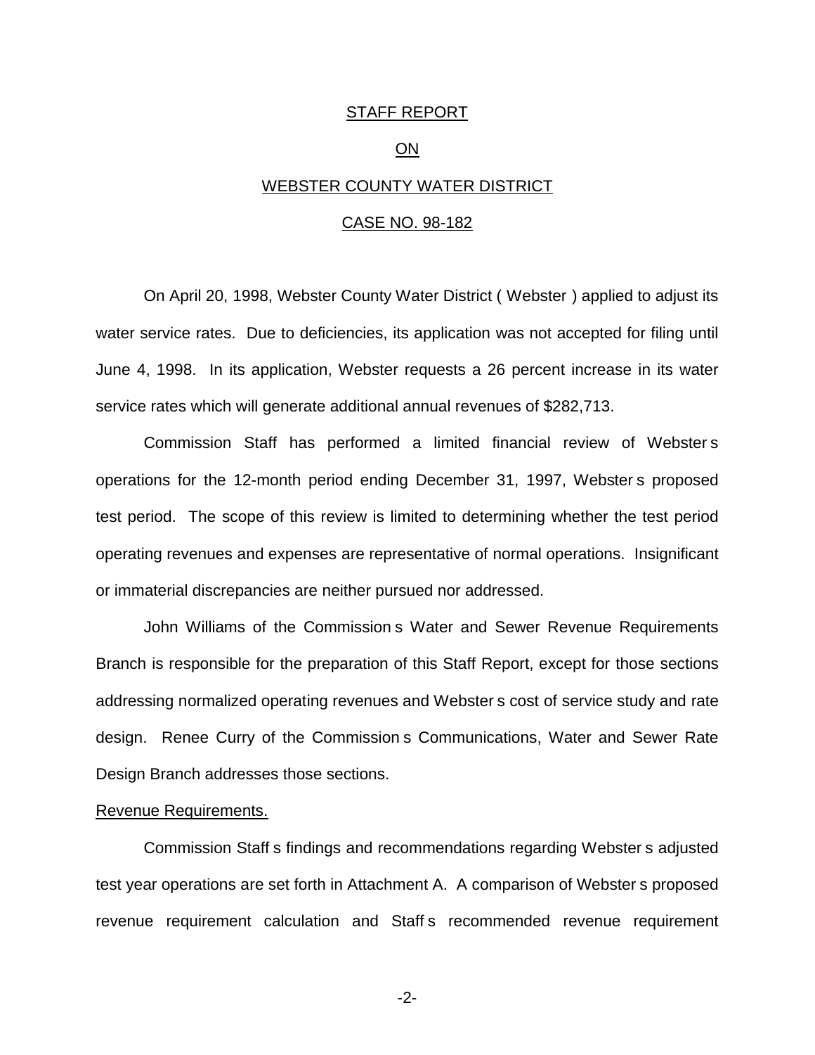STAFF REPORT

ON

WEBSTER COUNTY WATER DISTRICT

CASE NO. 98-182

On April 20, 1998, Webster County Water District ( Webster ) applied to adjust its water service rates. Due to deficiencies, its application was not accepted for filing until June 4, 1998. In its application, Webster requests a 26 percent increase in its water service rates which will generate additional annual revenues of $282,713.

Commission Staff has performed a limited financial review of Webster s operations for the 12-month period ending December 31, 1997, Webster s proposed test period. The scope of this review is limited to determining whether the test period operating revenues and expenses are representative of normal operations. Insignificant or immaterial discrepancies are neither pursued nor addressed.

John Williams of the Commission s Water and Sewer Revenue Requirements Branch is responsible for the preparation of this Staff Report, except for those sections addressing normalized operating revenues and Webster s cost of service study and rate design. Renee Curry of the Commission s Communications, Water and Sewer Rate Design Branch addresses those sections.

Revenue Requirements.

Commission Staff s findings and recommendations regarding Webster s adjusted test year operations are set forth in Attachment A. A comparison of Webster s proposed revenue requirement calculation and Staff s recommended revenue requirement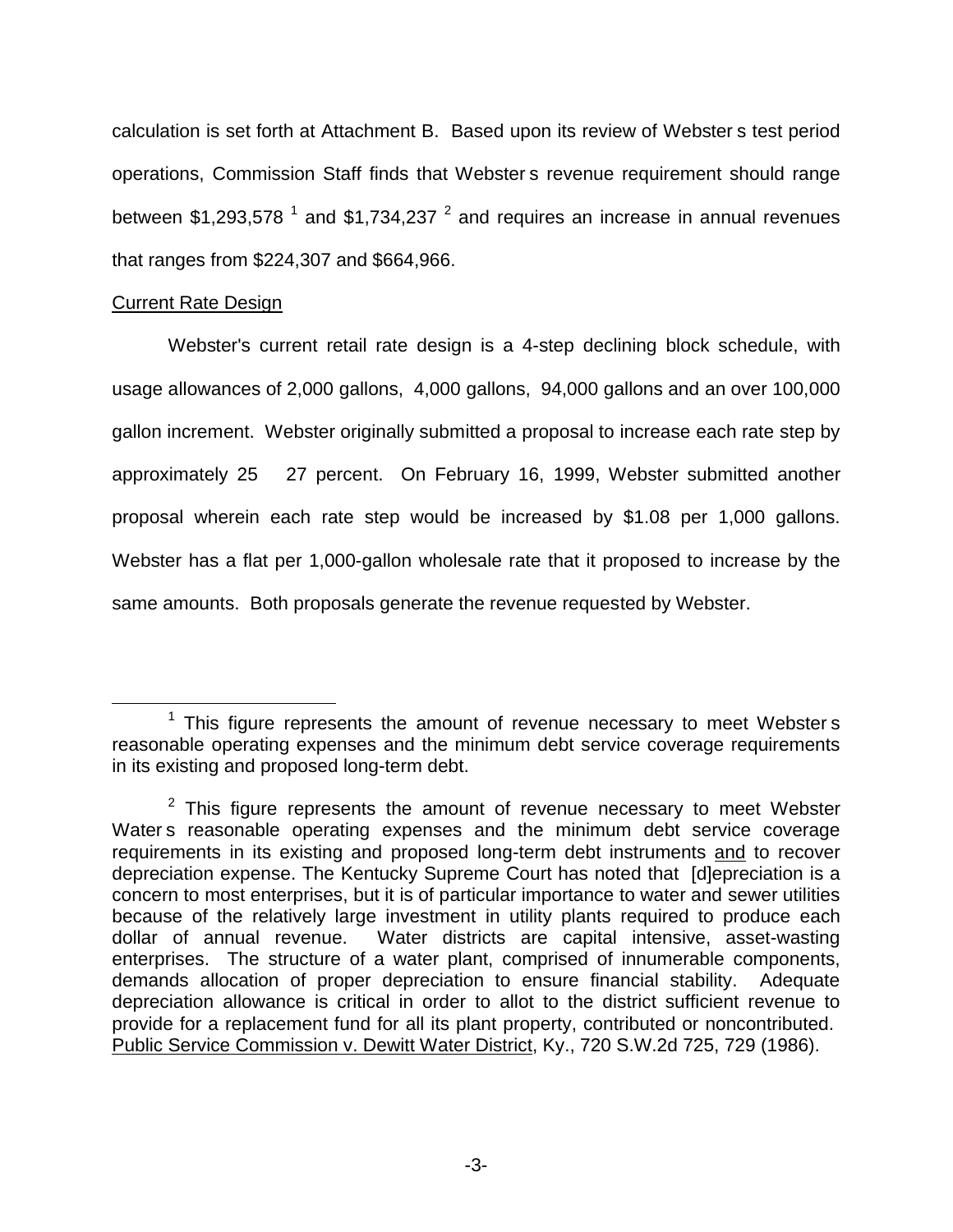calculation is set forth at Attachment B. Based upon its review of Webster s test period operations, Commission Staff finds that Webster s revenue requirement should range between \$1,293,578 [1] and \$1,734,237 [2] and requires an increase in annual revenues that ranges from \$224,307 and \$664,966.

Current Rate Design

Webster's current retail rate design is a 4-step declining block schedule, with usage allowances of 2,000 gallons, 4,000 gallons, 94,000 gallons and an over 100,000 gallon increment. Webster originally submitted a proposal to increase each rate step by approximately 25 27 percent. On February 16, 1999, Webster submitted another proposal wherein each rate step would be increased by \$1.08 per 1,000 gallons. Webster has a flat per 1,000-gallon wholesale rate that it proposed to increase by the same amounts. Both proposals generate the revenue requested by Webster.

---

[1] This figure represents the amount of revenue necessary to meet Webster s reasonable operating expenses and the minimum debt service coverage requirements in its existing and proposed long-term debt.

[2] This figure represents the amount of revenue necessary to meet Webster Water s reasonable operating expenses and the minimum debt service coverage requirements in its existing and proposed long-term debt instruments and to recover depreciation expense. The Kentucky Supreme Court has noted that [d]epreciation is a concern to most enterprises, but it is of particular importance to water and sewer utilities because of the relatively large investment in utility plants required to produce each dollar of annual revenue. Water districts are capital intensive, asset-wasting enterprises. The structure of a water plant, comprised of innumerable components, demands allocation of proper depreciation to ensure financial stability. Adequate depreciation allowance is critical in order to allot to the district sufficient revenue to provide for a replacement fund for all its plant property, contributed or noncontributed. Public Service Commission v. Dewitt Water District, Ky., 720 S.W.2d 725, 729 (1986).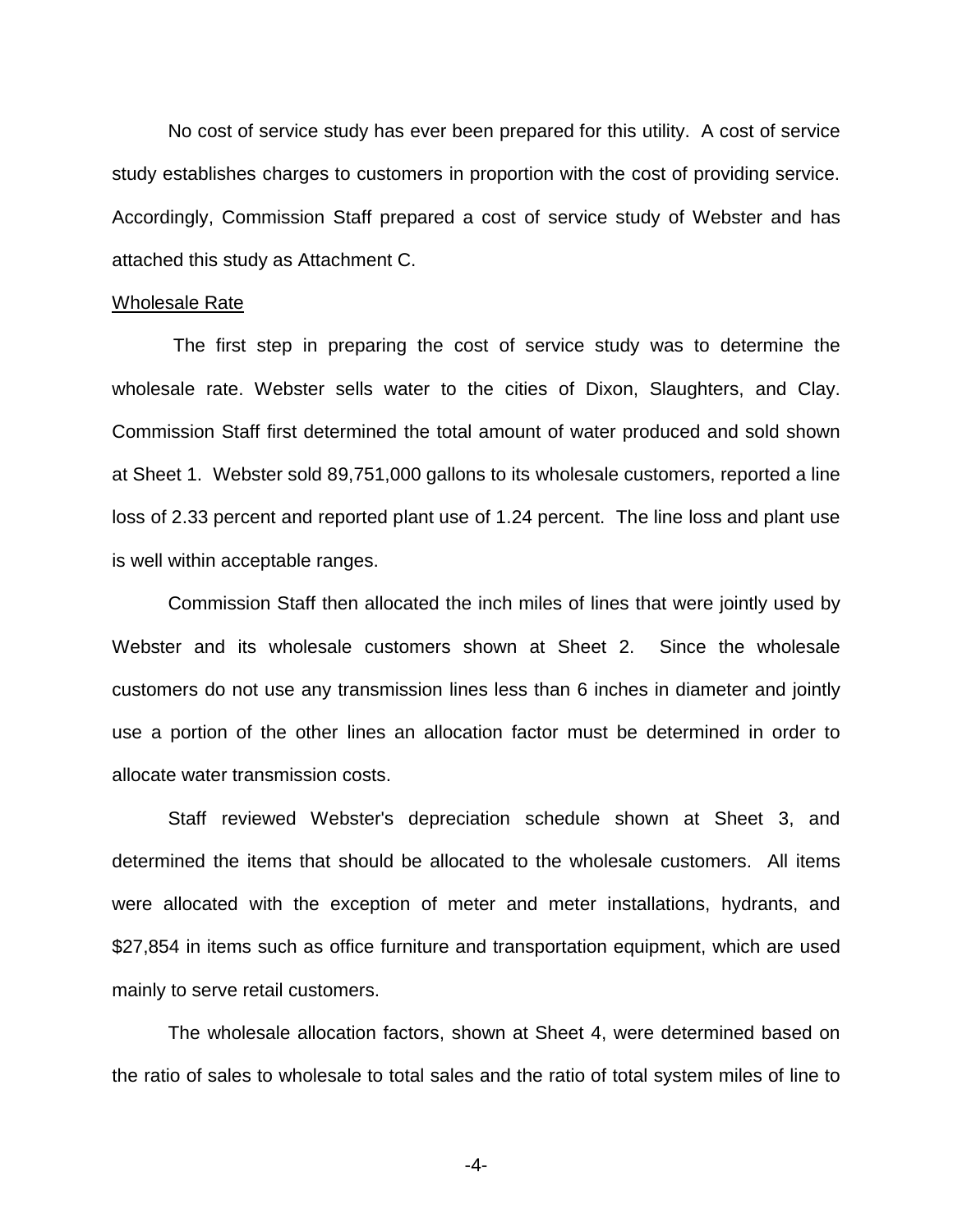No cost of service study has ever been prepared for this utility. A cost of service study establishes charges to customers in proportion with the cost of providing service. Accordingly, Commission Staff prepared a cost of service study of Webster and has attached this study as Attachment C.

Wholesale Rate

The first step in preparing the cost of service study was to determine the wholesale rate. Webster sells water to the cities of Dixon, Slaughters, and Clay. Commission Staff first determined the total amount of water produced and sold shown at Sheet 1. Webster sold 89,751,000 gallons to its wholesale customers, reported a line loss of 2.33 percent and reported plant use of 1.24 percent. The line loss and plant use is well within acceptable ranges.

Commission Staff then allocated the inch miles of lines that were jointly used by Webster and its wholesale customers shown at Sheet 2. Since the wholesale customers do not use any transmission lines less than 6 inches in diameter and jointly use a portion of the other lines an allocation factor must be determined in order to allocate water transmission costs.

Staff reviewed Webster's depreciation schedule shown at Sheet 3, and determined the items that should be allocated to the wholesale customers. All items were allocated with the exception of meter and meter installations, hydrants, and $27,854 in items such as office furniture and transportation equipment, which are used mainly to serve retail customers.

The wholesale allocation factors, shown at Sheet 4, were determined based on the ratio of sales to wholesale to total sales and the ratio of total system miles of line to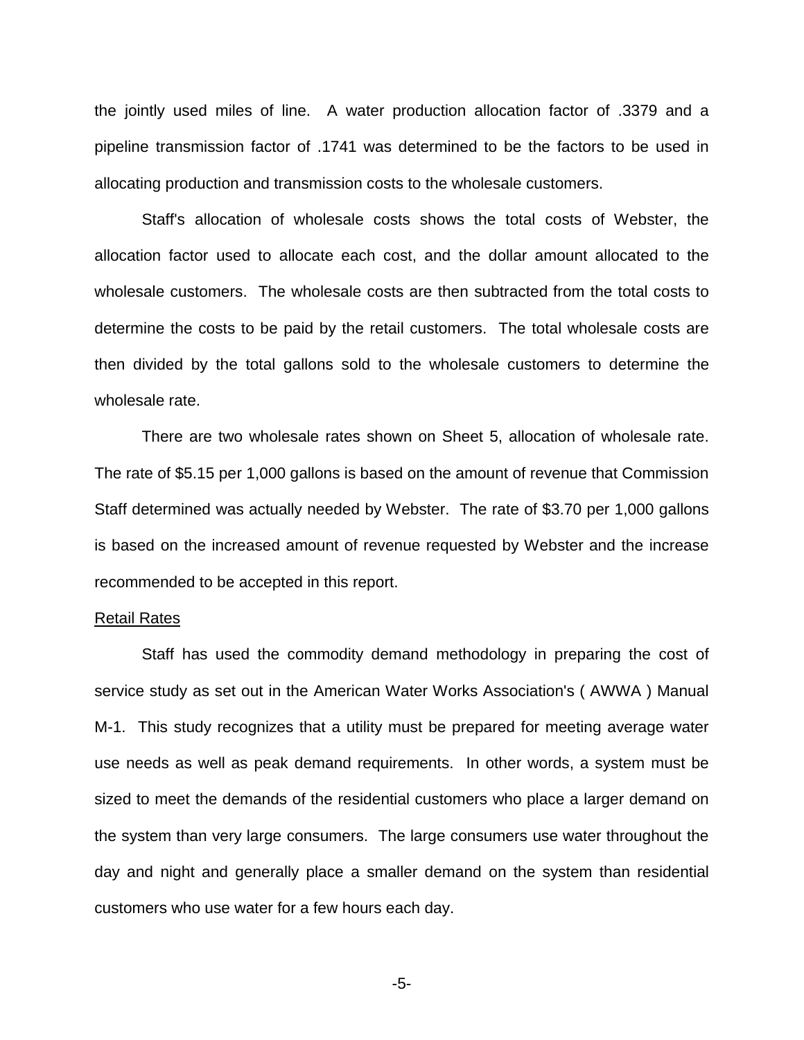the jointly used miles of line. A water production allocation factor of .3379 and a pipeline transmission factor of .1741 was determined to be the factors to be used in allocating production and transmission costs to the wholesale customers.

Staff's allocation of wholesale costs shows the total costs of Webster, the allocation factor used to allocate each cost, and the dollar amount allocated to the wholesale customers. The wholesale costs are then subtracted from the total costs to determine the costs to be paid by the retail customers. The total wholesale costs are then divided by the total gallons sold to the wholesale customers to determine the wholesale rate.

There are two wholesale rates shown on Sheet 5, allocation of wholesale rate. The rate of $5.15 per 1,000 gallons is based on the amount of revenue that Commission Staff determined was actually needed by Webster. The rate of $3.70 per 1,000 gallons is based on the increased amount of revenue requested by Webster and the increase recommended to be accepted in this report.

<u>Retail Rates</u>

Staff has used the commodity demand methodology in preparing the cost of service study as set out in the American Water Works Association's ( AWWA ) Manual M-1. This study recognizes that a utility must be prepared for meeting average water use needs as well as peak demand requirements. In other words, a system must be sized to meet the demands of the residential customers who place a larger demand on the system than very large consumers. The large consumers use water throughout the day and night and generally place a smaller demand on the system than residential customers who use water for a few hours each day.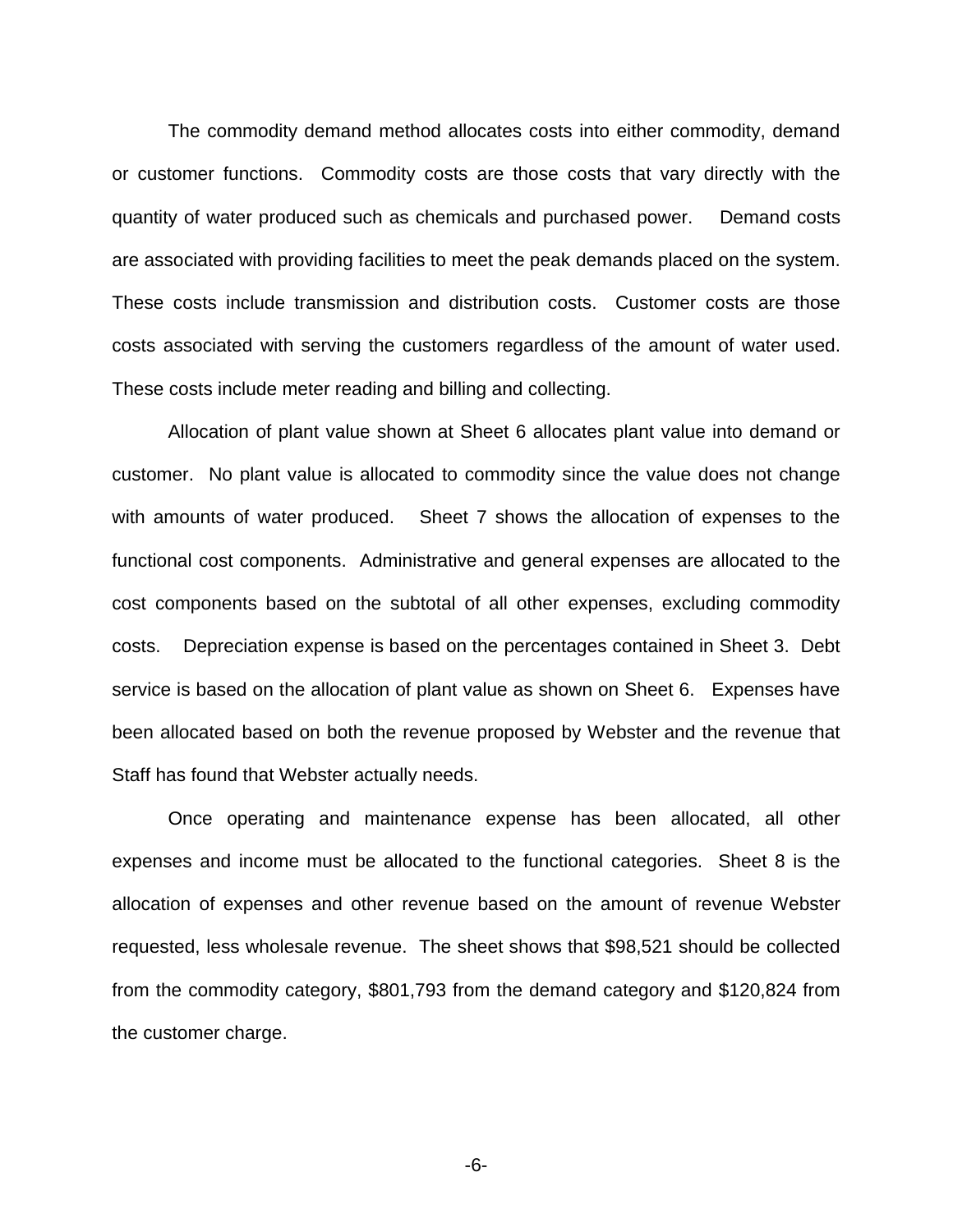The commodity demand method allocates costs into either commodity, demand or customer functions. Commodity costs are those costs that vary directly with the quantity of water produced such as chemicals and purchased power. Demand costs are associated with providing facilities to meet the peak demands placed on the system. These costs include transmission and distribution costs. Customer costs are those costs associated with serving the customers regardless of the amount of water used. These costs include meter reading and billing and collecting.

Allocation of plant value shown at Sheet 6 allocates plant value into demand or customer. No plant value is allocated to commodity since the value does not change with amounts of water produced. Sheet 7 shows the allocation of expenses to the functional cost components. Administrative and general expenses are allocated to the cost components based on the subtotal of all other expenses, excluding commodity costs. Depreciation expense is based on the percentages contained in Sheet 3. Debt service is based on the allocation of plant value as shown on Sheet 6. Expenses have been allocated based on both the revenue proposed by Webster and the revenue that Staff has found that Webster actually needs.

Once operating and maintenance expense has been allocated, all other expenses and income must be allocated to the functional categories. Sheet 8 is the allocation of expenses and other revenue based on the amount of revenue Webster requested, less wholesale revenue. The sheet shows that $98,521 should be collected from the commodity category, $801,793 from the demand category and $120,824 from the customer charge.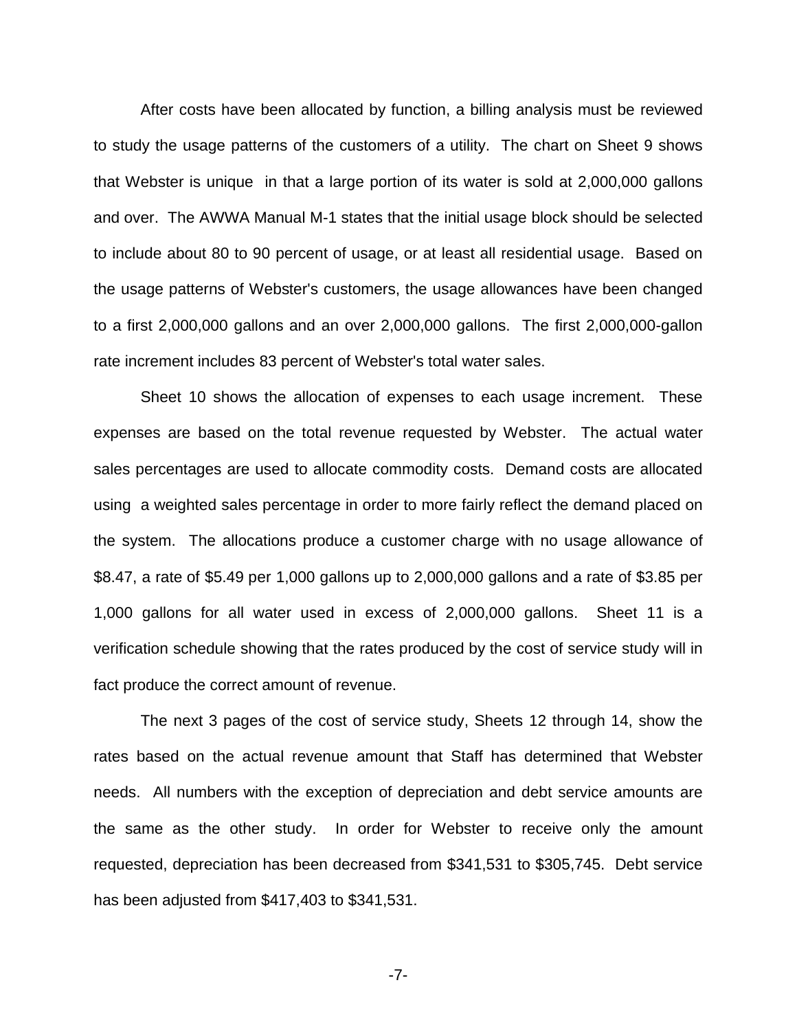After costs have been allocated by function, a billing analysis must be reviewed to study the usage patterns of the customers of a utility. The chart on Sheet 9 shows that Webster is unique in that a large portion of its water is sold at 2,000,000 gallons and over. The AWWA Manual M-1 states that the initial usage block should be selected to include about 80 to 90 percent of usage, or at least all residential usage. Based on the usage patterns of Webster's customers, the usage allowances have been changed to a first 2,000,000 gallons and an over 2,000,000 gallons. The first 2,000,000-gallon rate increment includes 83 percent of Webster's total water sales.

Sheet 10 shows the allocation of expenses to each usage increment. These expenses are based on the total revenue requested by Webster. The actual water sales percentages are used to allocate commodity costs. Demand costs are allocated using a weighted sales percentage in order to more fairly reflect the demand placed on the system. The allocations produce a customer charge with no usage allowance of $8.47, a rate of $5.49 per 1,000 gallons up to 2,000,000 gallons and a rate of $3.85 per 1,000 gallons for all water used in excess of 2,000,000 gallons. Sheet 11 is a verification schedule showing that the rates produced by the cost of service study will in fact produce the correct amount of revenue.

The next 3 pages of the cost of service study, Sheets 12 through 14, show the rates based on the actual revenue amount that Staff has determined that Webster needs. All numbers with the exception of depreciation and debt service amounts are the same as the other study. In order for Webster to receive only the amount requested, depreciation has been decreased from $341,531 to $305,745. Debt service has been adjusted from $417,403 to $341,531.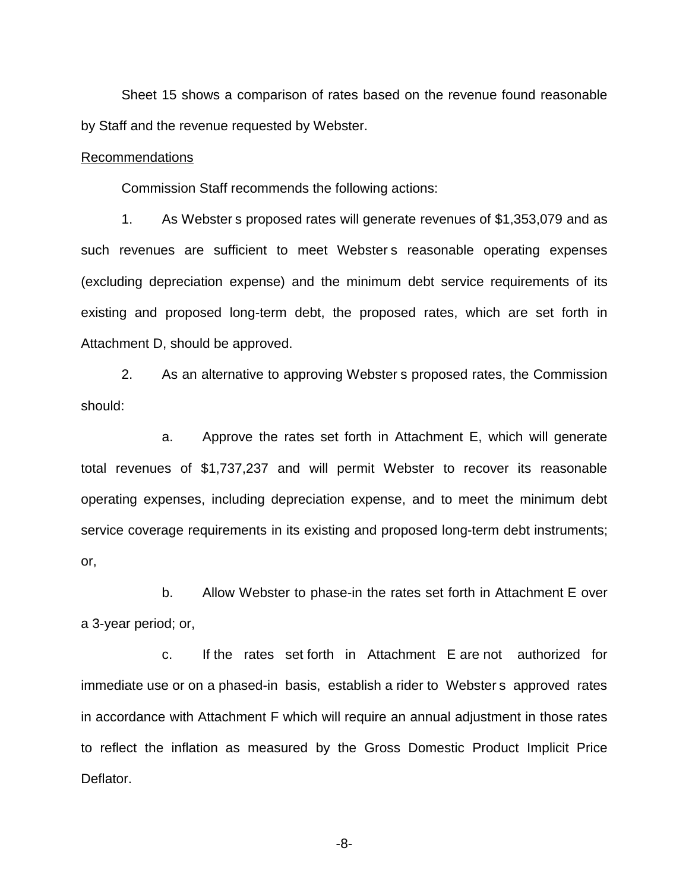Sheet 15 shows a comparison of rates based on the revenue found reasonable by Staff and the revenue requested by Webster.

Recommendations

Commission Staff recommends the following actions:

1. As Webster s proposed rates will generate revenues of $1,353,079 and as such revenues are sufficient to meet Webster s reasonable operating expenses (excluding depreciation expense) and the minimum debt service requirements of its existing and proposed long-term debt, the proposed rates, which are set forth in Attachment D, should be approved.

2. As an alternative to approving Webster s proposed rates, the Commission should:

   a. Approve the rates set forth in Attachment E, which will generate total revenues of $1,737,237 and will permit Webster to recover its reasonable operating expenses, including depreciation expense, and to meet the minimum debt service coverage requirements in its existing and proposed long-term debt instruments; or,

   b. Allow Webster to phase-in the rates set forth in Attachment E over a 3-year period; or,

   c. If the rates set forth in Attachment E are not authorized for immediate use or on a phased-in basis, establish a rider to Webster s approved rates in accordance with Attachment F which will require an annual adjustment in those rates to reflect the inflation as measured by the Gross Domestic Product Implicit Price Deflator.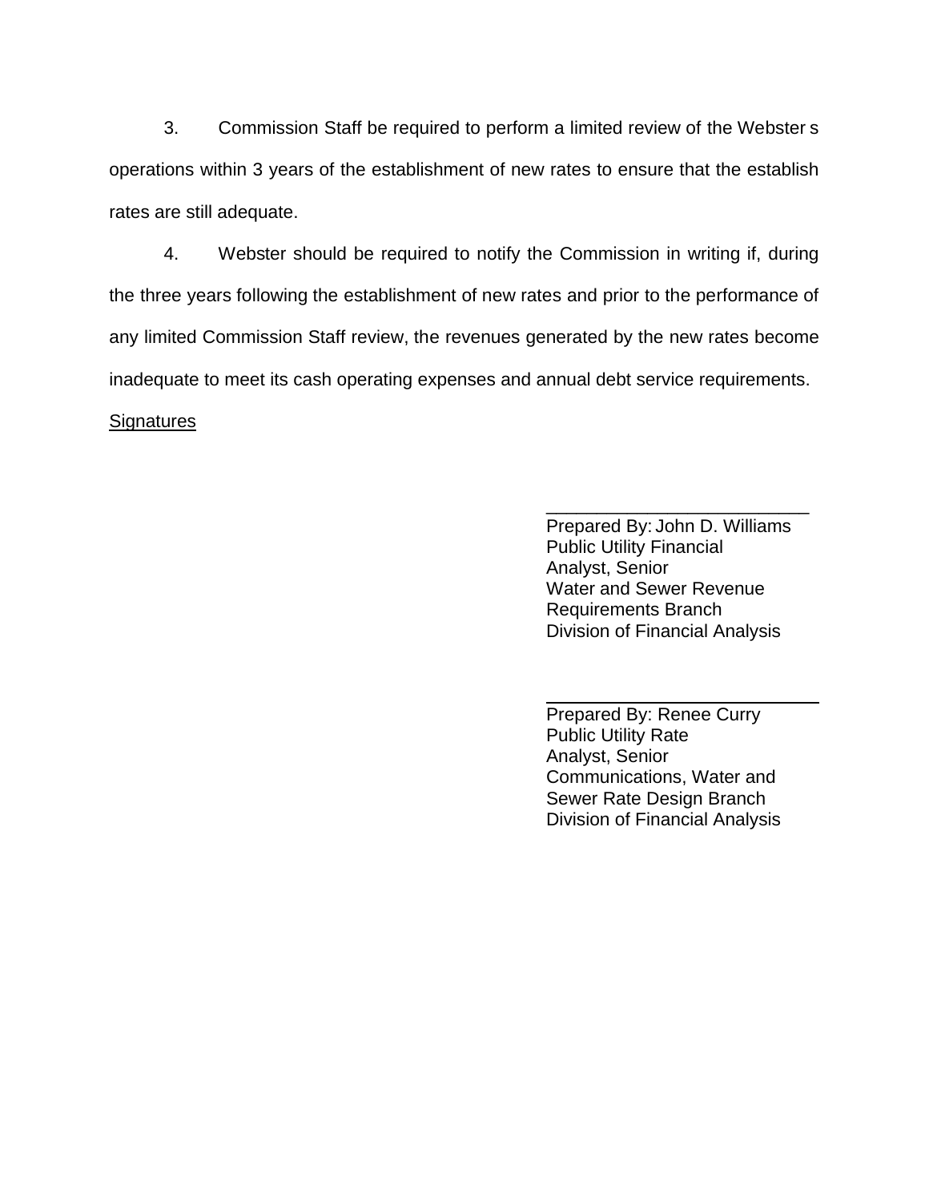3. Commission Staff be required to perform a limited review of the Webster s operations within 3 years of the establishment of new rates to ensure that the establish rates are still adequate.

4. Webster should be required to notify the Commission in writing if, during the three years following the establishment of new rates and prior to the performance of any limited Commission Staff review, the revenues generated by the new rates become inadequate to meet its cash operating expenses and annual debt service requirements.

Signatures

\_\_\_\_\_\_\_\_\_\_\_\_\_\_\_\_\_\_\_\_\_\_\_\_\_\_
Prepared By: John D. Williams
Public Utility Financial
Analyst, Senior
Water and Sewer Revenue
Requirements Branch
Division of Financial Analysis

\_\_\_\_\_\_\_\_\_\_\_\_\_\_\_\_\_\_\_\_\_\_\_\_\_\_
Prepared By: Renee Curry
Public Utility Rate
Analyst, Senior
Communications, Water and
Sewer Rate Design Branch
Division of Financial Analysis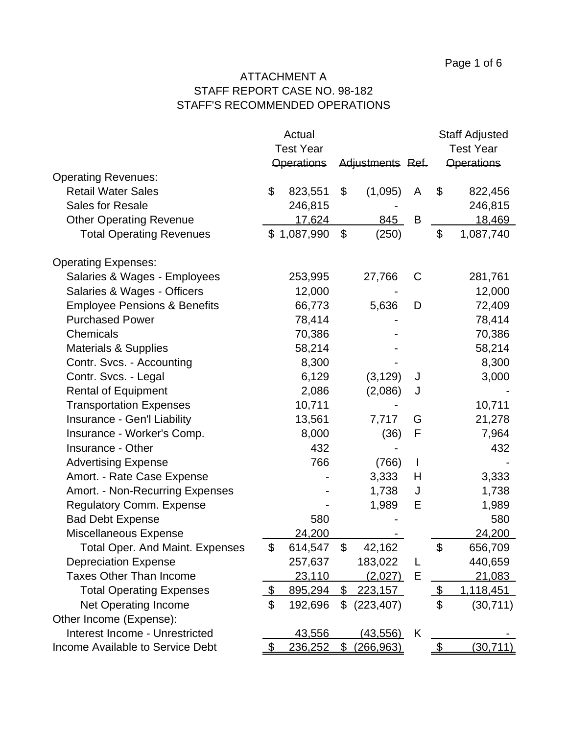# ATTACHMENT A
## STAFF REPORT CASE NO. 98-182
## STAFF'S RECOMMENDED OPERATIONS

| | Actual Test Year Operations | Adjustments | Ref. | Staff Adjusted Test Year Operations |
|---|---|---|---|---|
| **Operating Revenues:** | | | | |
| Retail Water Sales | $ 823,551 | $ (1,095) | A | $ 822,456 |
| Sales for Resale | 246,815 | - | | 246,815 |
| Other Operating Revenue | 17,624 | 845 | B | 18,469 |
| Total Operating Revenues | $ 1,087,990 | $ (250) | | $ 1,087,740 |
| **Operating Expenses:** | | | | |
| Salaries & Wages - Employees | 253,995 | 27,766 | C | 281,761 |
| Salaries & Wages - Officers | 12,000 | - | | 12,000 |
| Employee Pensions & Benefits | 66,773 | 5,636 | D | 72,409 |
| Purchased Power | 78,414 | - | | 78,414 |
| Chemicals | 70,386 | - | | 70,386 |
| Materials & Supplies | 58,214 | - | | 58,214 |
| Contr. Svcs. - Accounting | 8,300 | - | | 8,300 |
| Contr. Svcs. - Legal | 6,129 | (3,129) | J | 3,000 |
| Rental of Equipment | 2,086 | (2,086) | J | - |
| Transportation Expenses | 10,711 | - | | 10,711 |
| Insurance - Gen'l Liability | 13,561 | 7,717 | G | 21,278 |
| Insurance - Worker's Comp. | 8,000 | (36) | F | 7,964 |
| Insurance - Other | 432 | - | | 432 |
| Advertising Expense | 766 | (766) | I | - |
| Amort. - Rate Case Expense | - | 3,333 | H | 3,333 |
| Amort. - Non-Recurring Expenses | - | 1,738 | J | 1,738 |
| Regulatory Comm. Expense | - | 1,989 | E | 1,989 |
| Bad Debt Expense | 580 | - | | 580 |
| Miscellaneous Expense | 24,200 | - | | 24,200 |
| Total Oper. And Maint. Expenses | $ 614,547 | $ 42,162 | | $ 656,709 |
| Depreciation Expense | 257,637 | 183,022 | L | 440,659 |
| Taxes Other Than Income | 23,110 | (2,027) | E | 21,083 |
| Total Operating Expenses | $ 895,294 | $ 223,157 | | $ 1,118,451 |
| Net Operating Income | $ 192,696 | $ (223,407) | | $ (30,711) |
| **Other Income (Expense):** | | | | |
| Interest Income - Unrestricted | 43,556 | (43,556) | K | - |
| Income Available to Service Debt | $ 236,252 | $ (266,963) | | $ (30,711) |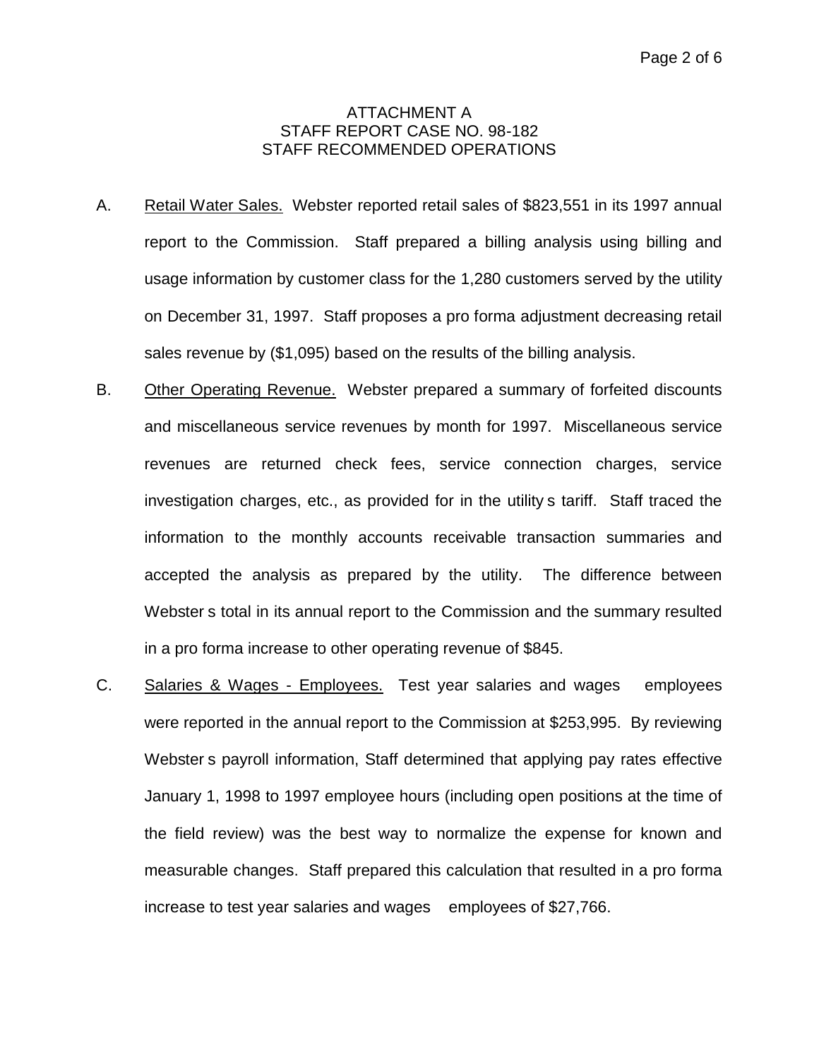ATTACHMENT A
STAFF REPORT CASE NO. 98-182
STAFF RECOMMENDED OPERATIONS

A. Retail Water Sales. Webster reported retail sales of $823,551 in its 1997 annual report to the Commission. Staff prepared a billing analysis using billing and usage information by customer class for the 1,280 customers served by the utility on December 31, 1997. Staff proposes a pro forma adjustment decreasing retail sales revenue by ($1,095) based on the results of the billing analysis.

B. Other Operating Revenue. Webster prepared a summary of forfeited discounts and miscellaneous service revenues by month for 1997. Miscellaneous service revenues are returned check fees, service connection charges, service investigation charges, etc., as provided for in the utility s tariff. Staff traced the information to the monthly accounts receivable transaction summaries and accepted the analysis as prepared by the utility. The difference between Webster s total in its annual report to the Commission and the summary resulted in a pro forma increase to other operating revenue of $845.

C. Salaries & Wages - Employees. Test year salaries and wages employees were reported in the annual report to the Commission at $253,995. By reviewing Webster s payroll information, Staff determined that applying pay rates effective January 1, 1998 to 1997 employee hours (including open positions at the time of the field review) was the best way to normalize the expense for known and measurable changes. Staff prepared this calculation that resulted in a pro forma increase to test year salaries and wages employees of $27,766.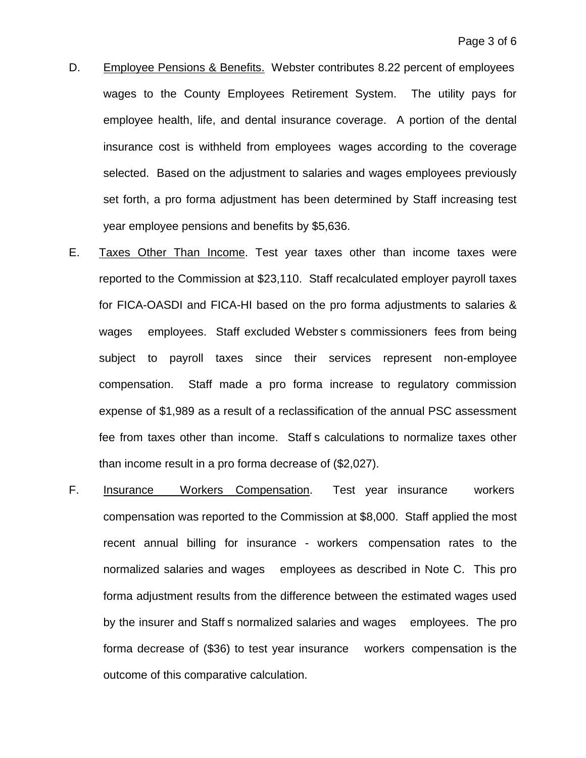D. Employee Pensions & Benefits. Webster contributes 8.22 percent of employees wages to the County Employees Retirement System. The utility pays for employee health, life, and dental insurance coverage. A portion of the dental insurance cost is withheld from employees wages according to the coverage selected. Based on the adjustment to salaries and wages employees previously set forth, a pro forma adjustment has been determined by Staff increasing test year employee pensions and benefits by $5,636.

E. Taxes Other Than Income. Test year taxes other than income taxes were reported to the Commission at $23,110. Staff recalculated employer payroll taxes for FICA-OASDI and FICA-HI based on the pro forma adjustments to salaries & wages employees. Staff excluded Webster s commissioners fees from being subject to payroll taxes since their services represent non-employee compensation. Staff made a pro forma increase to regulatory commission expense of $1,989 as a result of a reclassification of the annual PSC assessment fee from taxes other than income. Staff s calculations to normalize taxes other than income result in a pro forma decrease of ($2,027).

F. Insurance Workers Compensation. Test year insurance workers compensation was reported to the Commission at $8,000. Staff applied the most recent annual billing for insurance - workers compensation rates to the normalized salaries and wages employees as described in Note C. This pro forma adjustment results from the difference between the estimated wages used by the insurer and Staff s normalized salaries and wages employees. The pro forma decrease of ($36) to test year insurance workers compensation is the outcome of this comparative calculation.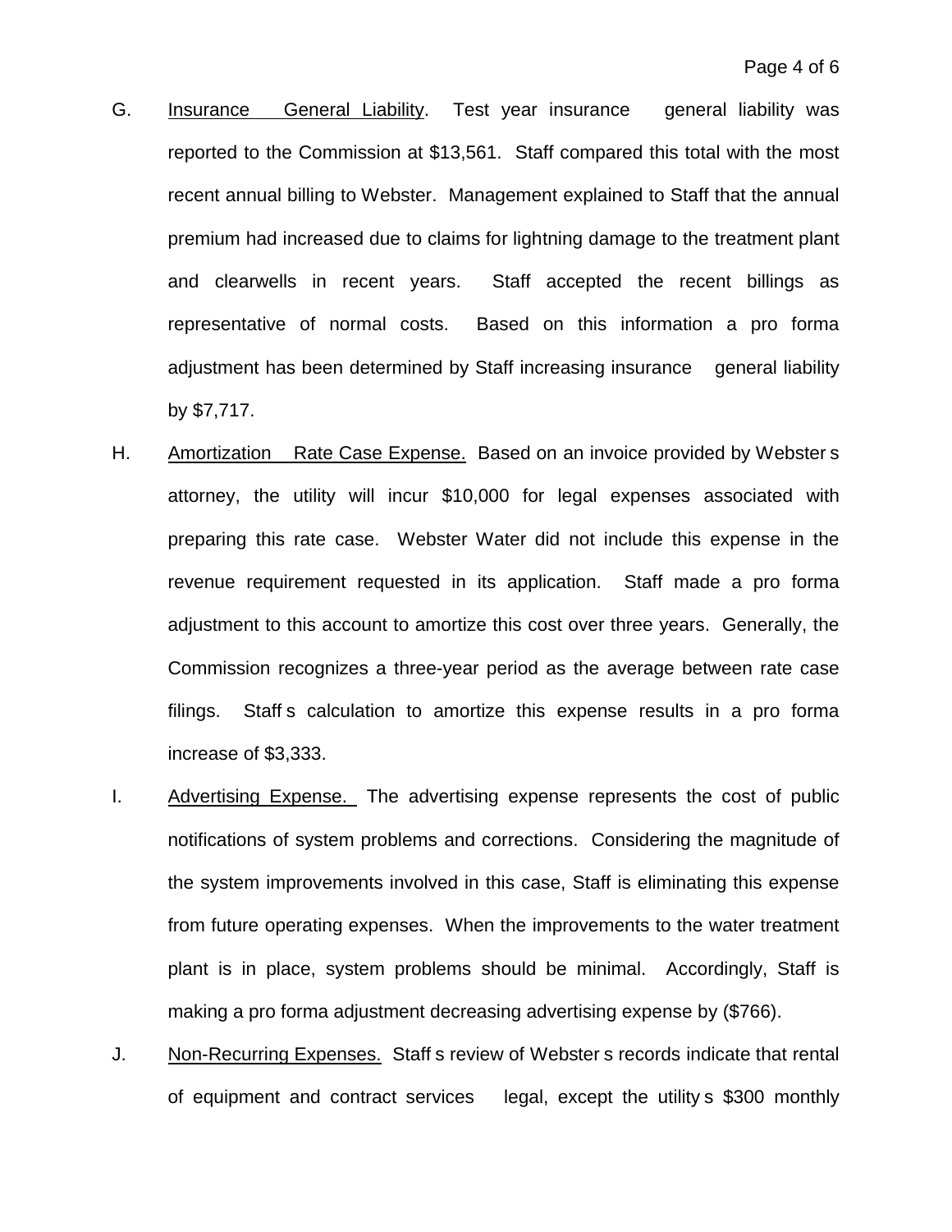G. Insurance General Liability. Test year insurance general liability was reported to the Commission at $13,561. Staff compared this total with the most recent annual billing to Webster. Management explained to Staff that the annual premium had increased due to claims for lightning damage to the treatment plant and clearwells in recent years. Staff accepted the recent billings as representative of normal costs. Based on this information a pro forma adjustment has been determined by Staff increasing insurance general liability by $7,717.

H. Amortization Rate Case Expense. Based on an invoice provided by Webster s attorney, the utility will incur $10,000 for legal expenses associated with preparing this rate case. Webster Water did not include this expense in the revenue requirement requested in its application. Staff made a pro forma adjustment to this account to amortize this cost over three years. Generally, the Commission recognizes a three-year period as the average between rate case filings. Staff s calculation to amortize this expense results in a pro forma increase of $3,333.

I. Advertising Expense. The advertising expense represents the cost of public notifications of system problems and corrections. Considering the magnitude of the system improvements involved in this case, Staff is eliminating this expense from future operating expenses. When the improvements to the water treatment plant is in place, system problems should be minimal. Accordingly, Staff is making a pro forma adjustment decreasing advertising expense by ($766).

J. Non-Recurring Expenses. Staff s review of Webster s records indicate that rental of equipment and contract services legal, except the utility s $300 monthly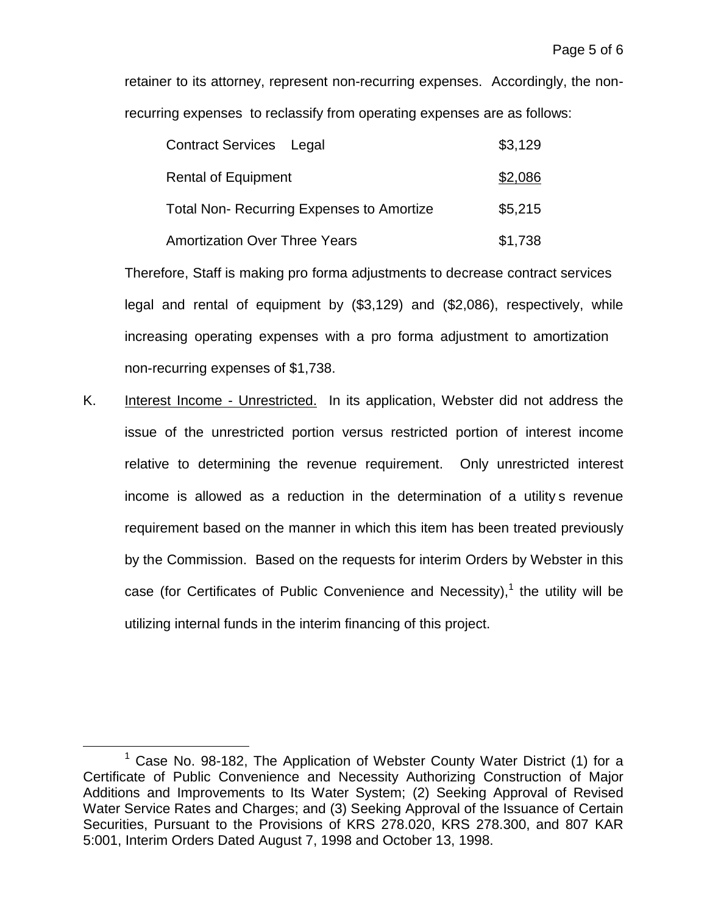retainer to its attorney, represent non-recurring expenses. Accordingly, the non-recurring expenses to reclassify from operating expenses are as follows:

| | |
|---|---|
| Contract Services Legal | \$3,129 |
| Rental of Equipment | \$2,086 |
| Total Non- Recurring Expenses to Amortize | \$5,215 |
| Amortization Over Three Years | \$1,738 |

Therefore, Staff is making pro forma adjustments to decrease contract services legal and rental of equipment by (\$3,129) and (\$2,086), respectively, while increasing operating expenses with a pro forma adjustment to amortization non-recurring expenses of \$1,738.

K. Interest Income - Unrestricted. In its application, Webster did not address the issue of the unrestricted portion versus restricted portion of interest income relative to determining the revenue requirement. Only unrestricted interest income is allowed as a reduction in the determination of a utility s revenue requirement based on the manner in which this item has been treated previously by the Commission. Based on the requests for interim Orders by Webster in this case (for Certificates of Public Convenience and Necessity),[1] the utility will be utilizing internal funds in the interim financing of this project.

---

[1] Case No. 98-182, The Application of Webster County Water District (1) for a Certificate of Public Convenience and Necessity Authorizing Construction of Major Additions and Improvements to Its Water System; (2) Seeking Approval of Revised Water Service Rates and Charges; and (3) Seeking Approval of the Issuance of Certain Securities, Pursuant to the Provisions of KRS 278.020, KRS 278.300, and 807 KAR 5:001, Interim Orders Dated August 7, 1998 and October 13, 1998.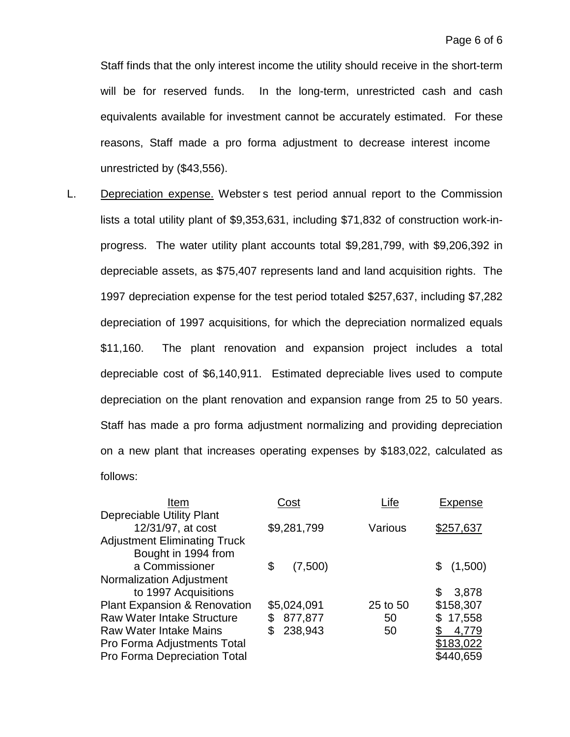Staff finds that the only interest income the utility should receive in the short-term will be for reserved funds. In the long-term, unrestricted cash and cash equivalents available for investment cannot be accurately estimated. For these reasons, Staff made a pro forma adjustment to decrease interest income unrestricted by ($43,556).

L. Depreciation expense. Webster s test period annual report to the Commission lists a total utility plant of $9,353,631, including $71,832 of construction work-in-progress. The water utility plant accounts total $9,281,799, with $9,206,392 in depreciable assets, as $75,407 represents land and land acquisition rights. The 1997 depreciation expense for the test period totaled $257,637, including $7,282 depreciation of 1997 acquisitions, for which the depreciation normalized equals $11,160. The plant renovation and expansion project includes a total depreciable cost of $6,140,911. Estimated depreciable lives used to compute depreciation on the plant renovation and expansion range from 25 to 50 years. Staff has made a pro forma adjustment normalizing and providing depreciation on a new plant that increases operating expenses by $183,022, calculated as follows:

| Item | Cost | Life | Expense |
|---|---|---|---|
| Depreciable Utility Plant 12/31/97, at cost | $9,281,799 | Various | $257,637 |
| Adjustment Eliminating Truck Bought in 1994 from a Commissioner | $ (7,500) | | $ (1,500) |
| Normalization Adjustment to 1997 Acquisitions | | | $ 3,878 |
| Plant Expansion & Renovation | $5,024,091 | 25 to 50 | $158,307 |
| Raw Water Intake Structure | $ 877,877 | 50 | $ 17,558 |
| Raw Water Intake Mains | $ 238,943 | 50 | $ 4,779 |
| Pro Forma Adjustments Total | | | $183,022 |
| Pro Forma Depreciation Total | | | $440,659 |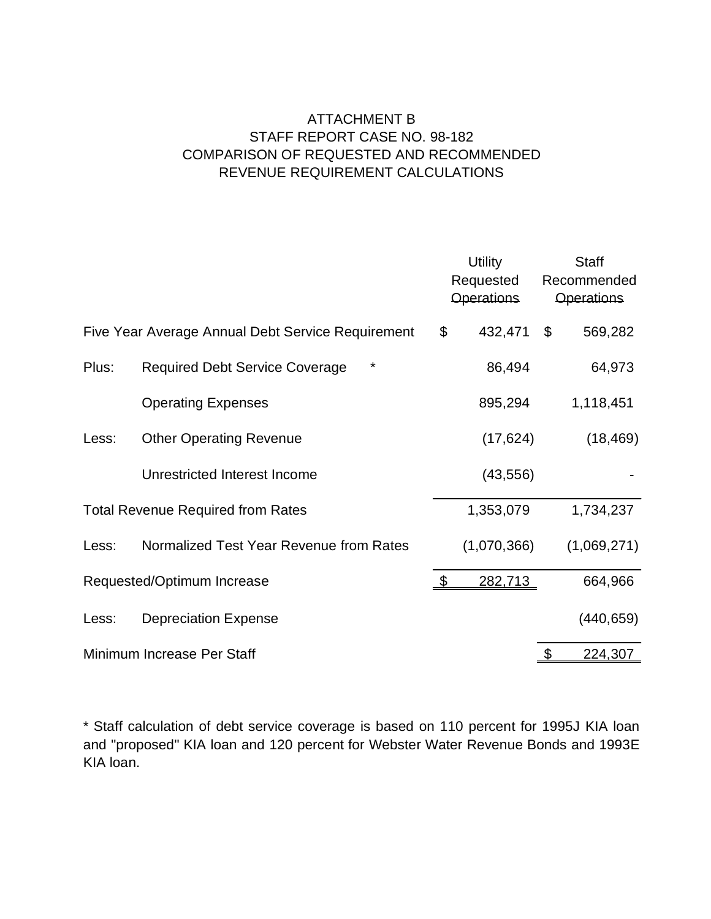# ATTACHMENT B
## STAFF REPORT CASE NO. 98-182
## COMPARISON OF REQUESTED AND RECOMMENDED
## REVENUE REQUIREMENT CALCULATIONS

| | | Utility Requested Operations | Staff Recommended Operations |
|---|---|---|---|
| Five Year Average Annual Debt Service Requirement | | $ 432,471 | $ 569,282 |
| Plus: | Required Debt Service Coverage * | 86,494 | 64,973 |
| | Operating Expenses | 895,294 | 1,118,451 |
| Less: | Other Operating Revenue | (17,624) | (18,469) |
| | Unrestricted Interest Income | (43,556) | - |
| Total Revenue Required from Rates | | 1,353,079 | 1,734,237 |
| Less: | Normalized Test Year Revenue from Rates | (1,070,366) | (1,069,271) |
| Requested/Optimum Increase | | $ 282,713 | 664,966 |
| Less: | Depreciation Expense | | (440,659) |
| Minimum Increase Per Staff | | | $ 224,307 |

* Staff calculation of debt service coverage is based on 110 percent for 1995J KIA loan and "proposed" KIA loan and 120 percent for Webster Water Revenue Bonds and 1993E KIA loan.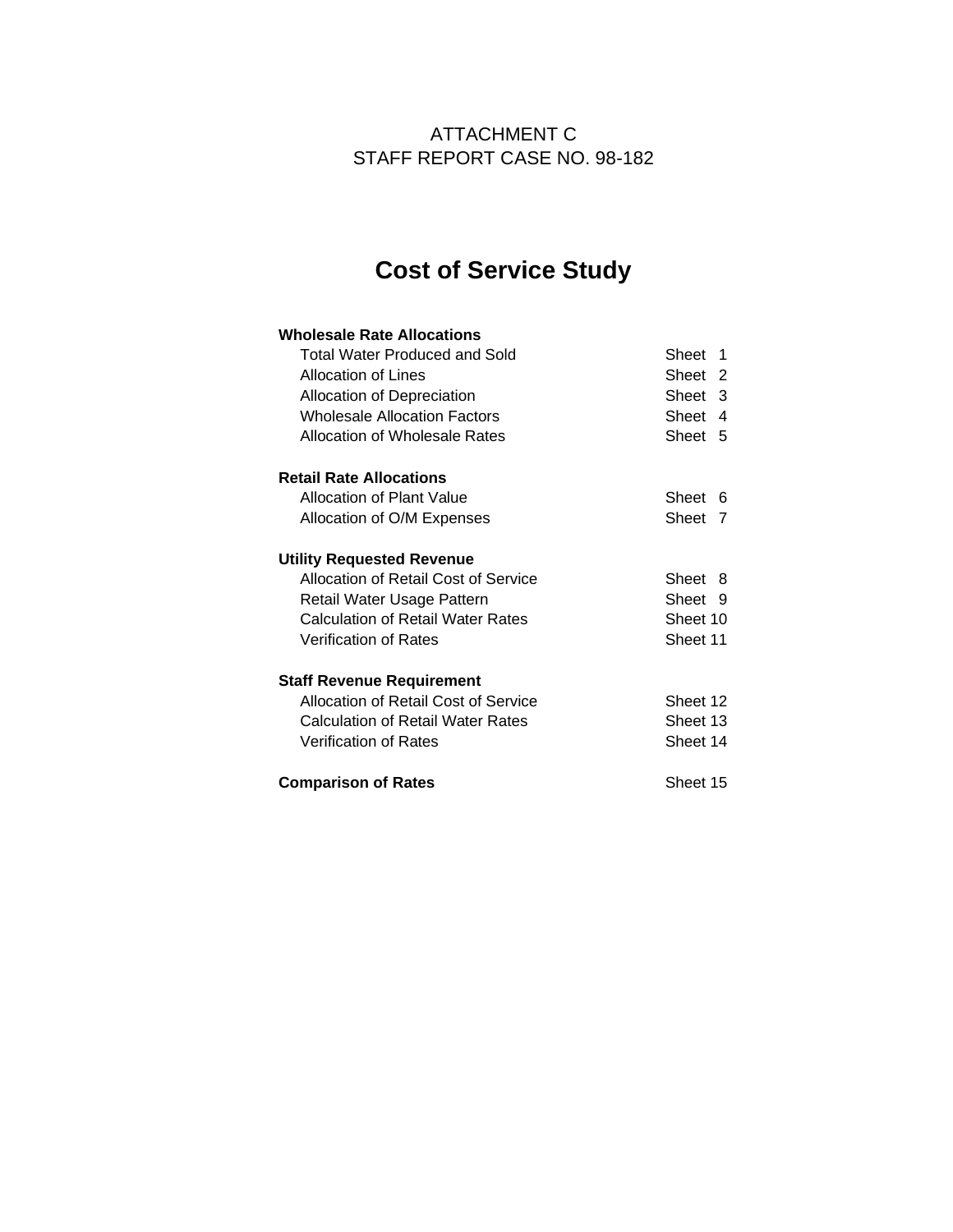ATTACHMENT C
STAFF REPORT CASE NO. 98-182

# Cost of Service Study

| | |
|---|---|
| **Wholesale Rate Allocations** | |
| Total Water Produced and Sold | Sheet 1 |
| Allocation of Lines | Sheet 2 |
| Allocation of Depreciation | Sheet 3 |
| Wholesale Allocation Factors | Sheet 4 |
| Allocation of Wholesale Rates | Sheet 5 |
| **Retail Rate Allocations** | |
| Allocation of Plant Value | Sheet 6 |
| Allocation of O/M Expenses | Sheet 7 |
| **Utility Requested Revenue** | |
| Allocation of Retail Cost of Service | Sheet 8 |
| Retail Water Usage Pattern | Sheet 9 |
| Calculation of Retail Water Rates | Sheet 10 |
| Verification of Rates | Sheet 11 |
| **Staff Revenue Requirement** | |
| Allocation of Retail Cost of Service | Sheet 12 |
| Calculation of Retail Water Rates | Sheet 13 |
| Verification of Rates | Sheet 14 |
| **Comparison of Rates** | Sheet 15 |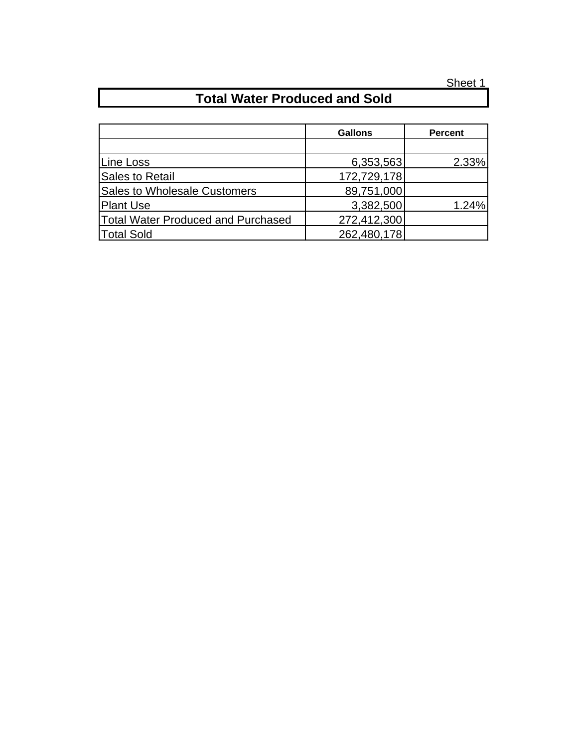Sheet 1

# Total Water Produced and Sold

| | Gallons | Percent |
|---|---|---|
| | | |
| Line Loss | 6,353,563 | 2.33% |
| Sales to Retail | 172,729,178 | |
| Sales to Wholesale Customers | 89,751,000 | |
| Plant Use | 3,382,500 | 1.24% |
| Total Water Produced and Purchased | 272,412,300 | |
| Total Sold | 262,480,178 | |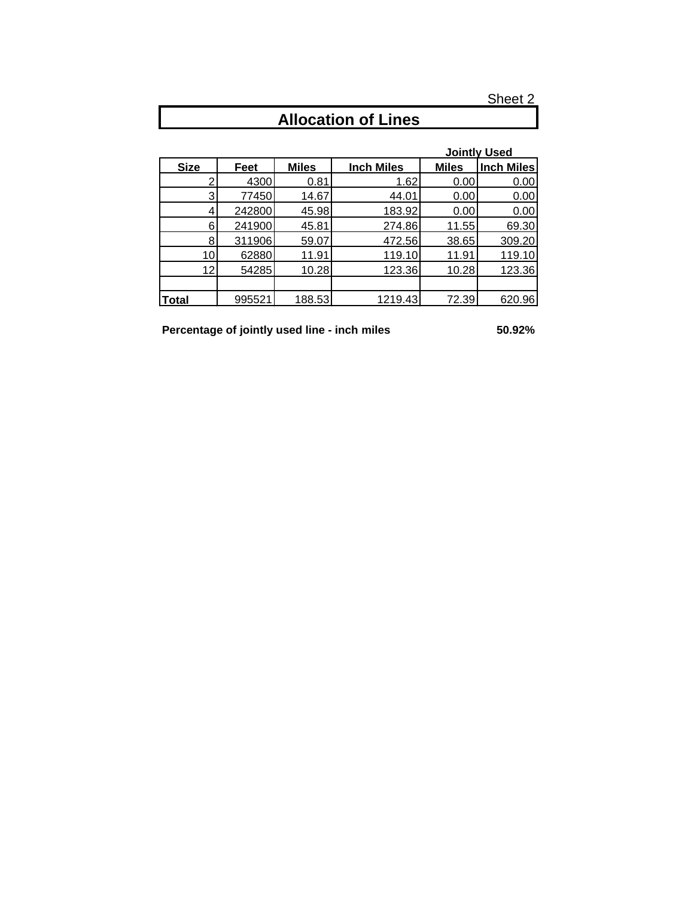Sheet 2

# Allocation of Lines

| | | | | Jointly Used | |
|---|---|---|---|---|---|
| **Size** | **Feet** | **Miles** | **Inch Miles** | **Miles** | **Inch Miles** |
| 2 | 4300 | 0.81 | 1.62 | 0.00 | 0.00 |
| 3 | 77450 | 14.67 | 44.01 | 0.00 | 0.00 |
| 4 | 242800 | 45.98 | 183.92 | 0.00 | 0.00 |
| 6 | 241900 | 45.81 | 274.86 | 11.55 | 69.30 |
| 8 | 311906 | 59.07 | 472.56 | 38.65 | 309.20 |
| 10 | 62880 | 11.91 | 119.10 | 11.91 | 119.10 |
| 12 | 54285 | 10.28 | 123.36 | 10.28 | 123.36 |
| | | | | | |
| **Total** | 995521 | 188.53 | 1219.43 | 72.39 | 620.96 |

**Percentage of jointly used line - inch miles** **50.92%**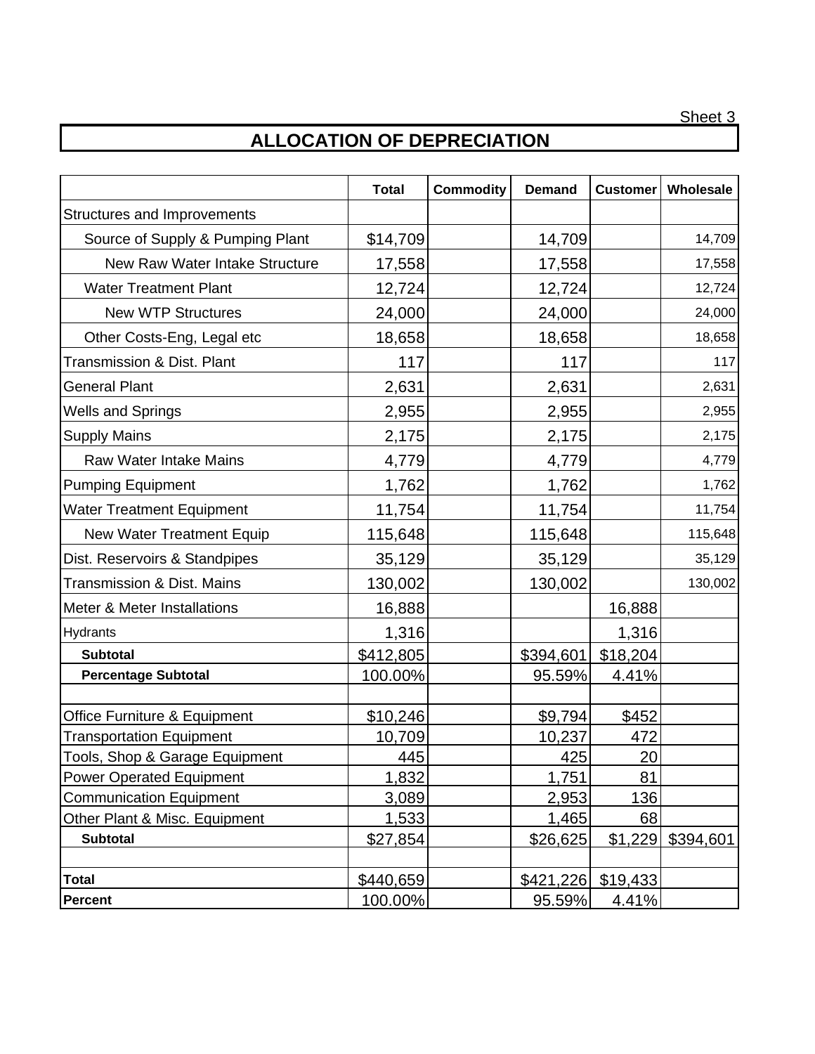Sheet 3

# ALLOCATION OF DEPRECIATION

| | Total | Commodity | Demand | Customer | Wholesale |
|---|---|---|---|---|---|
| Structures and Improvements | | | | | |
| Source of Supply & Pumping Plant | $14,709 | | 14,709 | | 14,709 |
| New Raw Water Intake Structure | 17,558 | | 17,558 | | 17,558 |
| Water Treatment Plant | 12,724 | | 12,724 | | 12,724 |
| New WTP Structures | 24,000 | | 24,000 | | 24,000 |
| Other Costs-Eng, Legal etc | 18,658 | | 18,658 | | 18,658 |
| Transmission & Dist. Plant | 117 | | 117 | | 117 |
| General Plant | 2,631 | | 2,631 | | 2,631 |
| Wells and Springs | 2,955 | | 2,955 | | 2,955 |
| Supply Mains | 2,175 | | 2,175 | | 2,175 |
| Raw Water Intake Mains | 4,779 | | 4,779 | | 4,779 |
| Pumping Equipment | 1,762 | | 1,762 | | 1,762 |
| Water Treatment Equipment | 11,754 | | 11,754 | | 11,754 |
| New Water Treatment Equip | 115,648 | | 115,648 | | 115,648 |
| Dist. Reservoirs & Standpipes | 35,129 | | 35,129 | | 35,129 |
| Transmission & Dist. Mains | 130,002 | | 130,002 | | 130,002 |
| Meter & Meter Installations | 16,888 | | | 16,888 | |
| Hydrants | 1,316 | | | 1,316 | |
| **Subtotal** | $412,805 | | $394,601 | $18,204 | |
| **Percentage Subtotal** | 100.00% | | 95.59% | 4.41% | |
| | | | | | |
| Office Furniture & Equipment | $10,246 | | $9,794 | $452 | |
| Transportation Equipment | 10,709 | | 10,237 | 472 | |
| Tools, Shop & Garage Equipment | 445 | | 425 | 20 | |
| Power Operated Equipment | 1,832 | | 1,751 | 81 | |
| Communication Equipment | 3,089 | | 2,953 | 136 | |
| Other Plant & Misc. Equipment | 1,533 | | 1,465 | 68 | |
| **Subtotal** | $27,854 | | $26,625 | $1,229 | $394,601 |
| | | | | | |
| **Total** | $440,659 | | $421,226 | $19,433 | |
| **Percent** | 100.00% | | 95.59% | 4.41% | |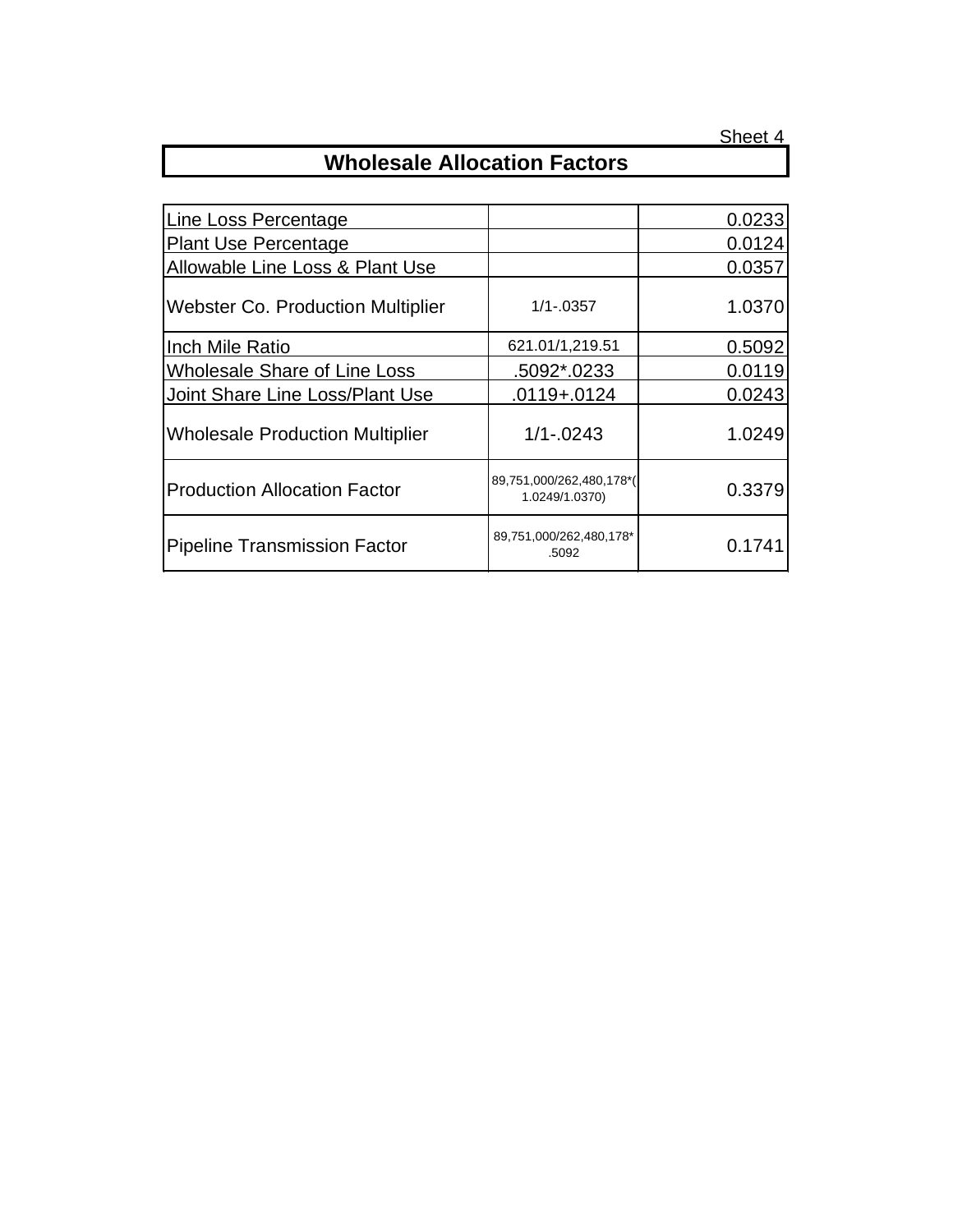Sheet 4

## Wholesale Allocation Factors

| | | |
|---|---|---|
| Line Loss Percentage | | 0.0233 |
| Plant Use Percentage | | 0.0124 |
| Allowable Line Loss & Plant Use | | 0.0357 |
| Webster Co. Production Multiplier | 1/1-.0357 | 1.0370 |
| Inch Mile Ratio | 621.01/1,219.51 | 0.5092 |
| Wholesale Share of Line Loss | .5092*.0233 | 0.0119 |
| Joint Share Line Loss/Plant Use | .0119+.0124 | 0.0243 |
| Wholesale Production Multiplier | 1/1-.0243 | 1.0249 |
| Production Allocation Factor | 89,751,000/262,480,178*(1.0249/1.0370) | 0.3379 |
| Pipeline Transmission Factor | 89,751,000/262,480,178*.5092 | 0.1741 |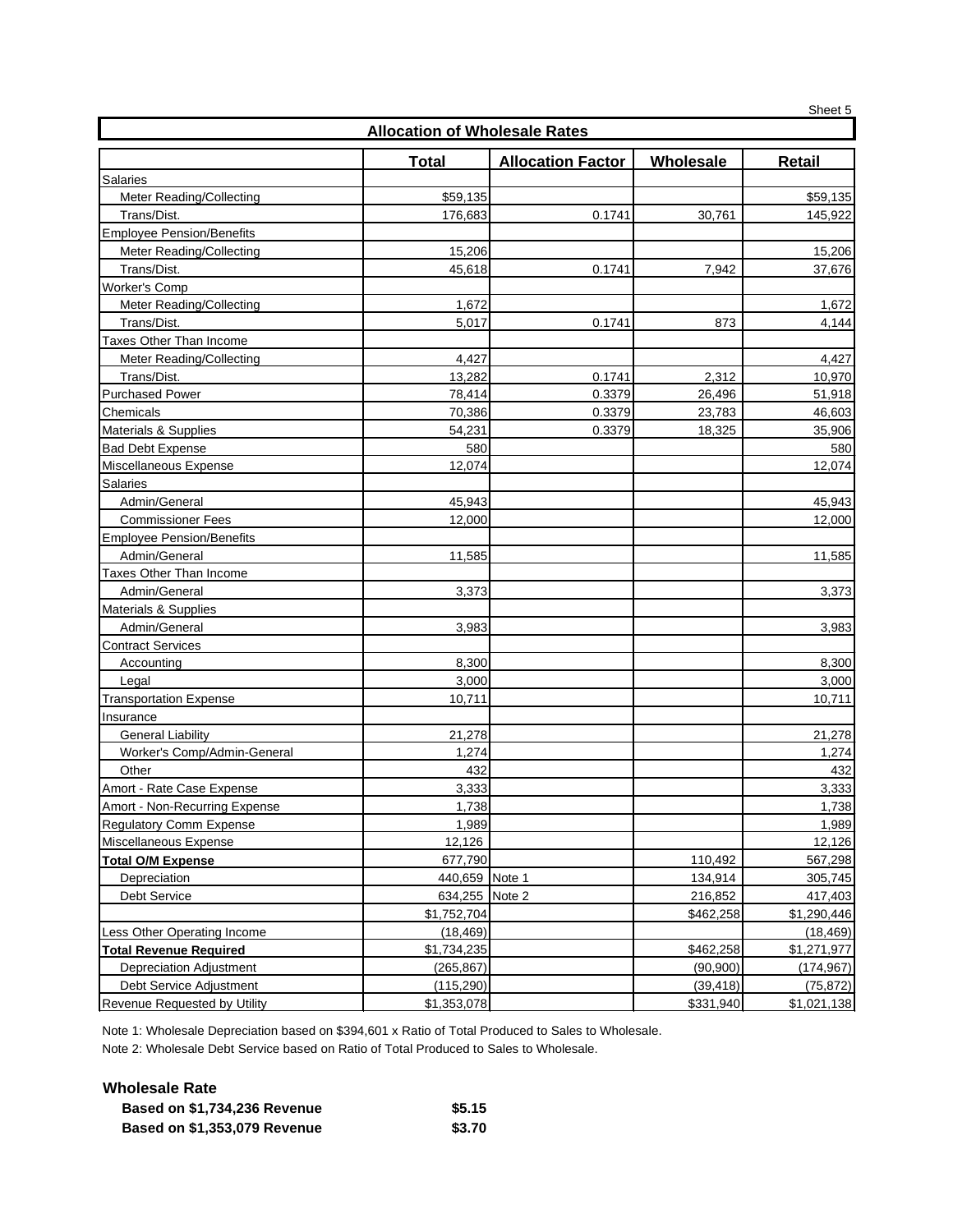Sheet 5

## Allocation of Wholesale Rates

| | Total | Allocation Factor | Wholesale | Retail |
|---|---|---|---|---|
| Salaries | | | | |
| Meter Reading/Collecting | $59,135 | | | $59,135 |
| Trans/Dist. | 176,683 | 0.1741 | 30,761 | 145,922 |
| Employee Pension/Benefits | | | | |
| Meter Reading/Collecting | 15,206 | | | 15,206 |
| Trans/Dist. | 45,618 | 0.1741 | 7,942 | 37,676 |
| Worker's Comp | | | | |
| Meter Reading/Collecting | 1,672 | | | 1,672 |
| Trans/Dist. | 5,017 | 0.1741 | 873 | 4,144 |
| Taxes Other Than Income | | | | |
| Meter Reading/Collecting | 4,427 | | | 4,427 |
| Trans/Dist. | 13,282 | 0.1741 | 2,312 | 10,970 |
| Purchased Power | 78,414 | 0.3379 | 26,496 | 51,918 |
| Chemicals | 70,386 | 0.3379 | 23,783 | 46,603 |
| Materials & Supplies | 54,231 | 0.3379 | 18,325 | 35,906 |
| Bad Debt Expense | 580 | | | 580 |
| Miscellaneous Expense | 12,074 | | | 12,074 |
| Salaries | | | | |
| Admin/General | 45,943 | | | 45,943 |
| Commissioner Fees | 12,000 | | | 12,000 |
| Employee Pension/Benefits | | | | |
| Admin/General | 11,585 | | | 11,585 |
| Taxes Other Than Income | | | | |
| Admin/General | 3,373 | | | 3,373 |
| Materials & Supplies | | | | |
| Admin/General | 3,983 | | | 3,983 |
| Contract Services | | | | |
| Accounting | 8,300 | | | 8,300 |
| Legal | 3,000 | | | 3,000 |
| Transportation Expense | 10,711 | | | 10,711 |
| Insurance | | | | |
| General Liability | 21,278 | | | 21,278 |
| Worker's Comp/Admin-General | 1,274 | | | 1,274 |
| Other | 432 | | | 432 |
| Amort - Rate Case Expense | 3,333 | | | 3,333 |
| Amort - Non-Recurring Expense | 1,738 | | | 1,738 |
| Regulatory Comm Expense | 1,989 | | | 1,989 |
| Miscellaneous Expense | 12,126 | | | 12,126 |
| **Total O/M Expense** | 677,790 | | 110,492 | 567,298 |
| Depreciation | 440,659 | Note 1 | 134,914 | 305,745 |
| Debt Service | 634,255 | Note 2 | 216,852 | 417,403 |
| | $1,752,704 | | $462,258 | $1,290,446 |
| Less Other Operating Income | (18,469) | | | (18,469) |
| **Total Revenue Required** | $1,734,235 | | $462,258 | $1,271,977 |
| Depreciation Adjustment | (265,867) | | (90,900) | (174,967) |
| Debt Service Adjustment | (115,290) | | (39,418) | (75,872) |
| Revenue Requested by Utility | $1,353,078 | | $331,940 | $1,021,138 |

Note 1: Wholesale Depreciation based on $394,601 x Ratio of Total Produced to Sales to Wholesale.

Note 2: Wholesale Debt Service based on Ratio of Total Produced to Sales to Wholesale.

**Wholesale Rate**

| | |
|---|---|
| **Based on $1,734,236 Revenue** | **$5.15** |
| **Based on $1,353,079 Revenue** | **$3.70** |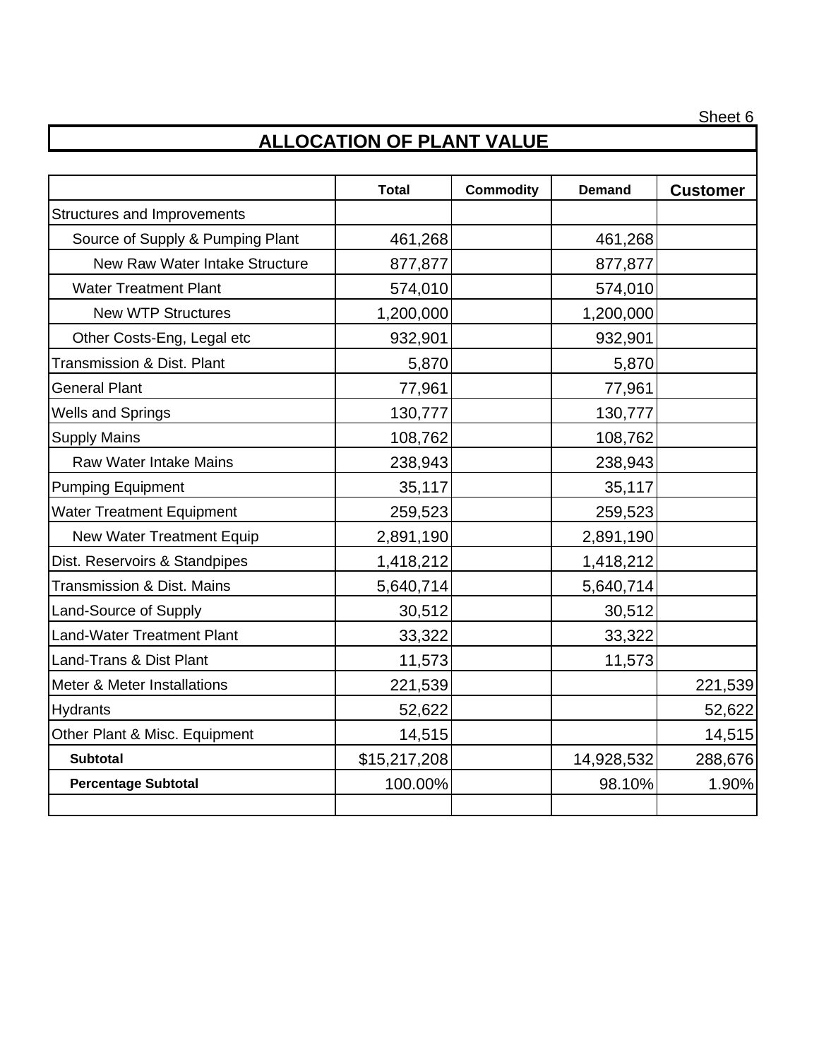Sheet 6

## ALLOCATION OF PLANT VALUE

| | Total | Commodity | Demand | Customer |
|---|---|---|---|---|
| Structures and Improvements | | | | |
| Source of Supply & Pumping Plant | 461,268 | | 461,268 | |
| New Raw Water Intake Structure | 877,877 | | 877,877 | |
| Water Treatment Plant | 574,010 | | 574,010 | |
| New WTP Structures | 1,200,000 | | 1,200,000 | |
| Other Costs-Eng, Legal etc | 932,901 | | 932,901 | |
| Transmission & Dist. Plant | 5,870 | | 5,870 | |
| General Plant | 77,961 | | 77,961 | |
| Wells and Springs | 130,777 | | 130,777 | |
| Supply Mains | 108,762 | | 108,762 | |
| Raw Water Intake Mains | 238,943 | | 238,943 | |
| Pumping Equipment | 35,117 | | 35,117 | |
| Water Treatment Equipment | 259,523 | | 259,523 | |
| New Water Treatment Equip | 2,891,190 | | 2,891,190 | |
| Dist. Reservoirs & Standpipes | 1,418,212 | | 1,418,212 | |
| Transmission & Dist. Mains | 5,640,714 | | 5,640,714 | |
| Land-Source of Supply | 30,512 | | 30,512 | |
| Land-Water Treatment Plant | 33,322 | | 33,322 | |
| Land-Trans & Dist Plant | 11,573 | | 11,573 | |
| Meter & Meter Installations | 221,539 | | | 221,539 |
| Hydrants | 52,622 | | | 52,622 |
| Other Plant & Misc. Equipment | 14,515 | | | 14,515 |
| **Subtotal** | $15,217,208 | | 14,928,532 | 288,676 |
| **Percentage Subtotal** | 100.00% | | 98.10% | 1.90% |
| | | | | |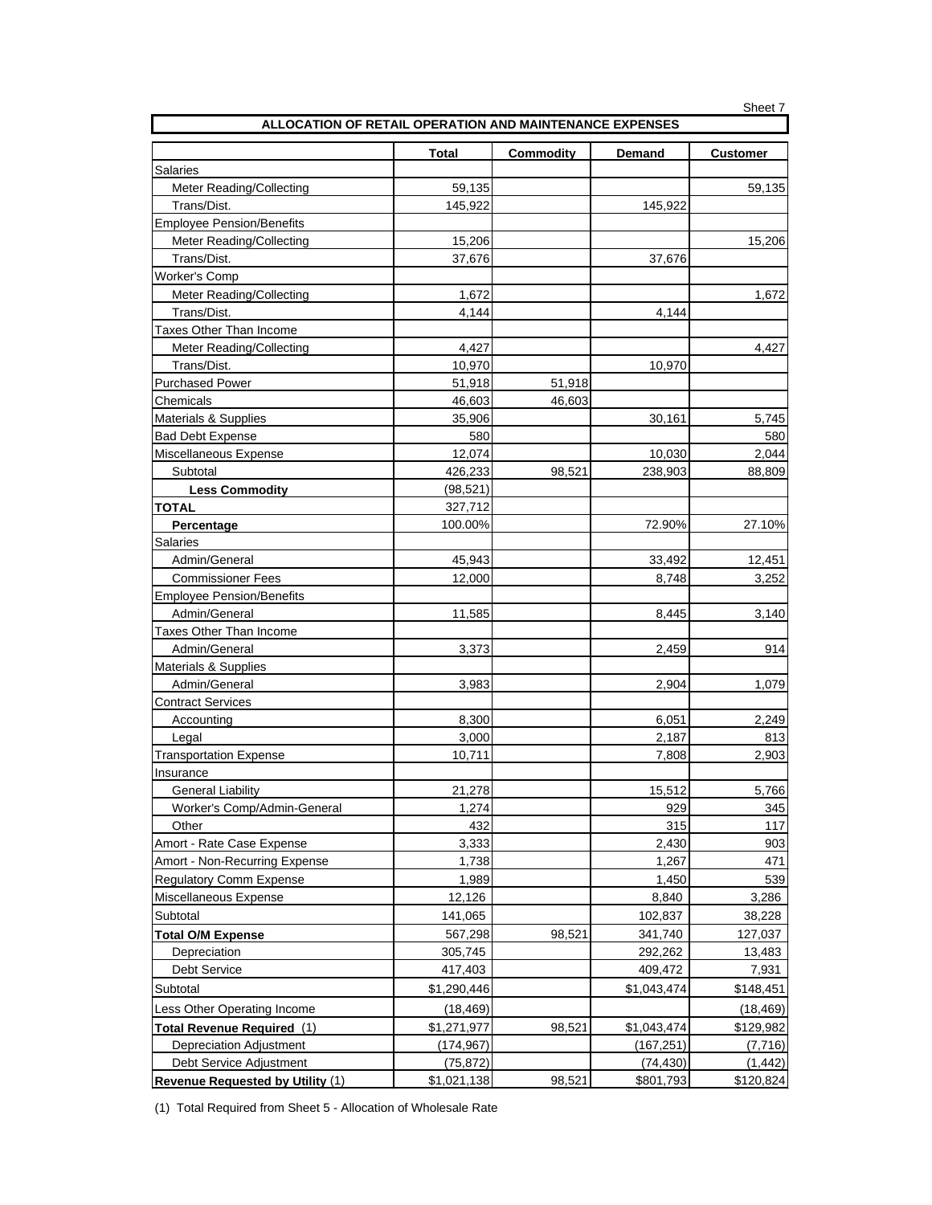Sheet 7

## ALLOCATION OF RETAIL OPERATION AND MAINTENANCE EXPENSES

| | Total | Commodity | Demand | Customer |
|---|---|---|---|---|
| Salaries | | | | |
| Meter Reading/Collecting | 59,135 | | | 59,135 |
| Trans/Dist. | 145,922 | | 145,922 | |
| Employee Pension/Benefits | | | | |
| Meter Reading/Collecting | 15,206 | | | 15,206 |
| Trans/Dist. | 37,676 | | 37,676 | |
| Worker's Comp | | | | |
| Meter Reading/Collecting | 1,672 | | | 1,672 |
| Trans/Dist. | 4,144 | | 4,144 | |
| Taxes Other Than Income | | | | |
| Meter Reading/Collecting | 4,427 | | | 4,427 |
| Trans/Dist. | 10,970 | | 10,970 | |
| Purchased Power | 51,918 | 51,918 | | |
| Chemicals | 46,603 | 46,603 | | |
| Materials & Supplies | 35,906 | | 30,161 | 5,745 |
| Bad Debt Expense | 580 | | | 580 |
| Miscellaneous Expense | 12,074 | | 10,030 | 2,044 |
| Subtotal | 426,233 | 98,521 | 238,903 | 88,809 |
| **Less Commodity** | (98,521) | | | |
| **TOTAL** | 327,712 | | | |
| **Percentage** | 100.00% | | 72.90% | 27.10% |
| Salaries | | | | |
| Admin/General | 45,943 | | 33,492 | 12,451 |
| Commissioner Fees | 12,000 | | 8,748 | 3,252 |
| Employee Pension/Benefits | | | | |
| Admin/General | 11,585 | | 8,445 | 3,140 |
| Taxes Other Than Income | | | | |
| Admin/General | 3,373 | | 2,459 | 914 |
| Materials & Supplies | | | | |
| Admin/General | 3,983 | | 2,904 | 1,079 |
| Contract Services | | | | |
| Accounting | 8,300 | | 6,051 | 2,249 |
| Legal | 3,000 | | 2,187 | 813 |
| Transportation Expense | 10,711 | | 7,808 | 2,903 |
| Insurance | | | | |
| General Liability | 21,278 | | 15,512 | 5,766 |
| Worker's Comp/Admin-General | 1,274 | | 929 | 345 |
| Other | 432 | | 315 | 117 |
| Amort - Rate Case Expense | 3,333 | | 2,430 | 903 |
| Amort - Non-Recurring Expense | 1,738 | | 1,267 | 471 |
| Regulatory Comm Expense | 1,989 | | 1,450 | 539 |
| Miscellaneous Expense | 12,126 | | 8,840 | 3,286 |
| Subtotal | 141,065 | | 102,837 | 38,228 |
| **Total O/M Expense** | 567,298 | 98,521 | 341,740 | 127,037 |
| Depreciation | 305,745 | | 292,262 | 13,483 |
| Debt Service | 417,403 | | 409,472 | 7,931 |
| Subtotal | $1,290,446 | | $1,043,474 | $148,451 |
| Less Other Operating Income | (18,469) | | | (18,469) |
| **Total Revenue Required** (1) | $1,271,977 | 98,521 | $1,043,474 | $129,982 |
| Depreciation Adjustment | (174,967) | | (167,251) | (7,716) |
| Debt Service Adjustment | (75,872) | | (74,430) | (1,442) |
| **Revenue Requested by Utility** (1) | $1,021,138 | 98,521 | $801,793 | $120,824 |

(1) Total Required from Sheet 5 - Allocation of Wholesale Rate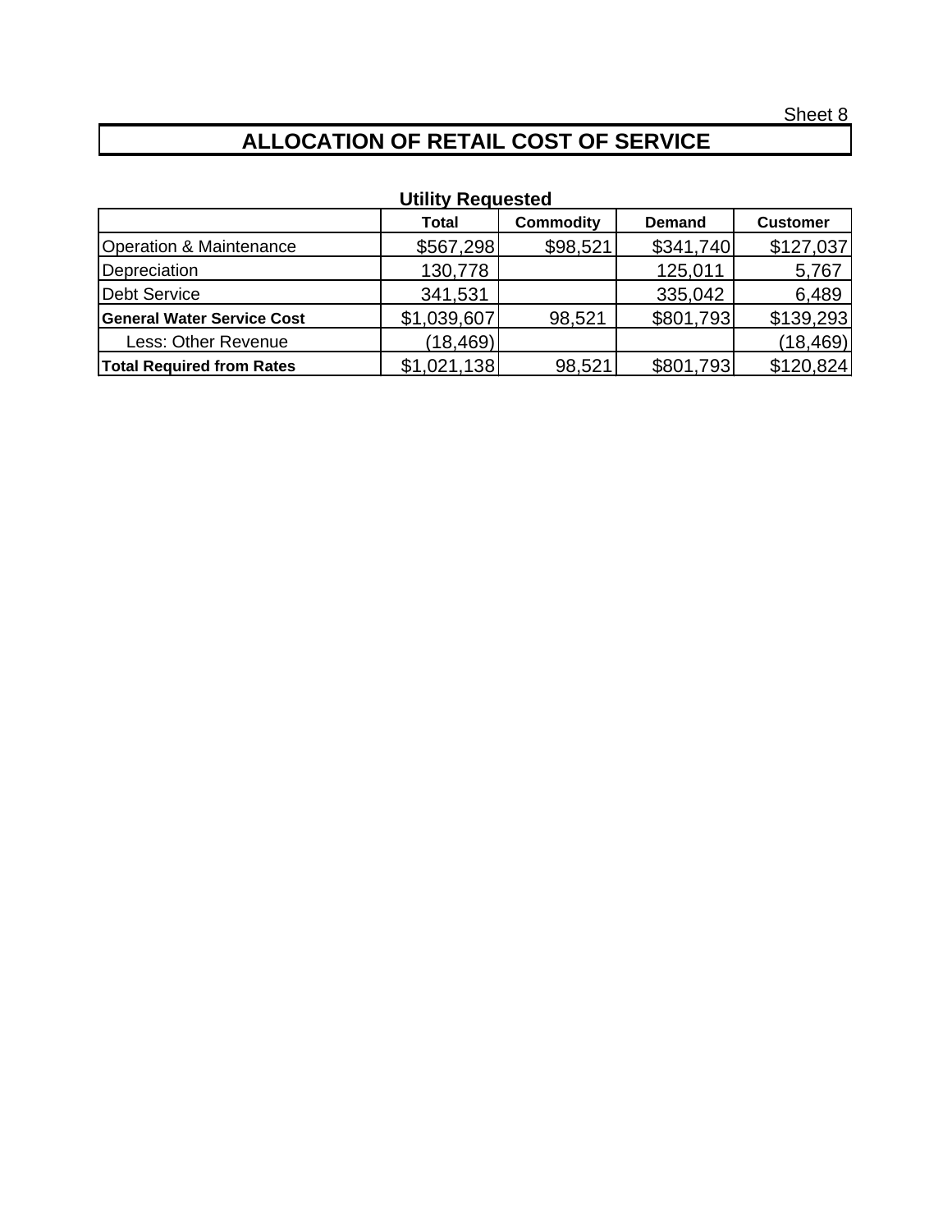Sheet 8

# ALLOCATION OF RETAIL COST OF SERVICE

**Utility Requested**

| | Total | Commodity | Demand | Customer |
|---|---|---|---|---|
| Operation & Maintenance | $567,298 | $98,521 | $341,740 | $127,037 |
| Depreciation | 130,778 | | 125,011 | 5,767 |
| Debt Service | 341,531 | | 335,042 | 6,489 |
| **General Water Service Cost** | $1,039,607 | 98,521 | $801,793 | $139,293 |
| Less: Other Revenue | (18,469) | | | (18,469) |
| **Total Required from Rates** | $1,021,138 | 98,521 | $801,793 | $120,824 |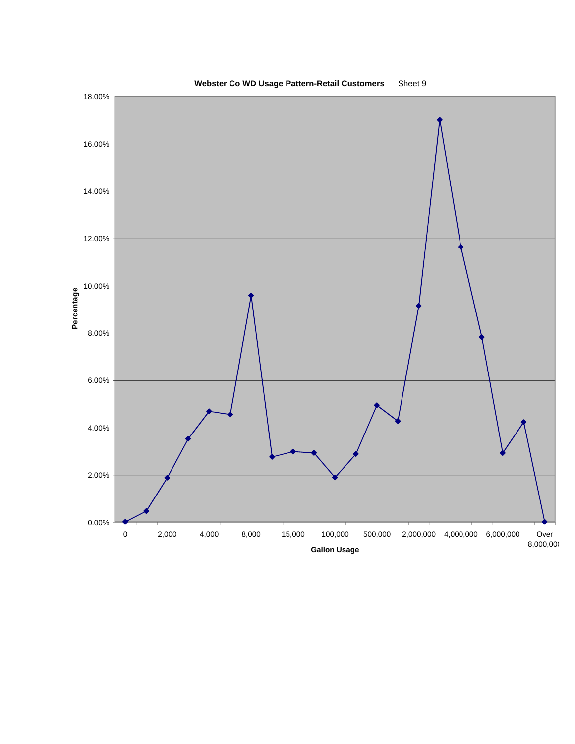**Webster Co WD Usage Pattern-Retail Customers** Sheet 9

| Gallon Usage | Percentage |
| --- | --- |
| 0 | 0.00% |
| | 0.45% |
| 2,000 | 1.88% |
| | 3.53% |
| 4,000 | 4.69% |
| | 4.56% |
| 8,000 | 9.58% |
| | 2.76% |
| 15,000 | 2.99% |
| | 2.93% |
| 100,000 | 1.90% |
| | 2.88% |
| 500,000 | 4.94% |
| | 4.28% |
| 2,000,000 | 9.15% |
| | 17.01% |
| 4,000,000 | 11.64% |
| | 7.82% |
| 6,000,000 | 2.93% |
| | 4.24% |
| Over 8,000,000 | 0.00% |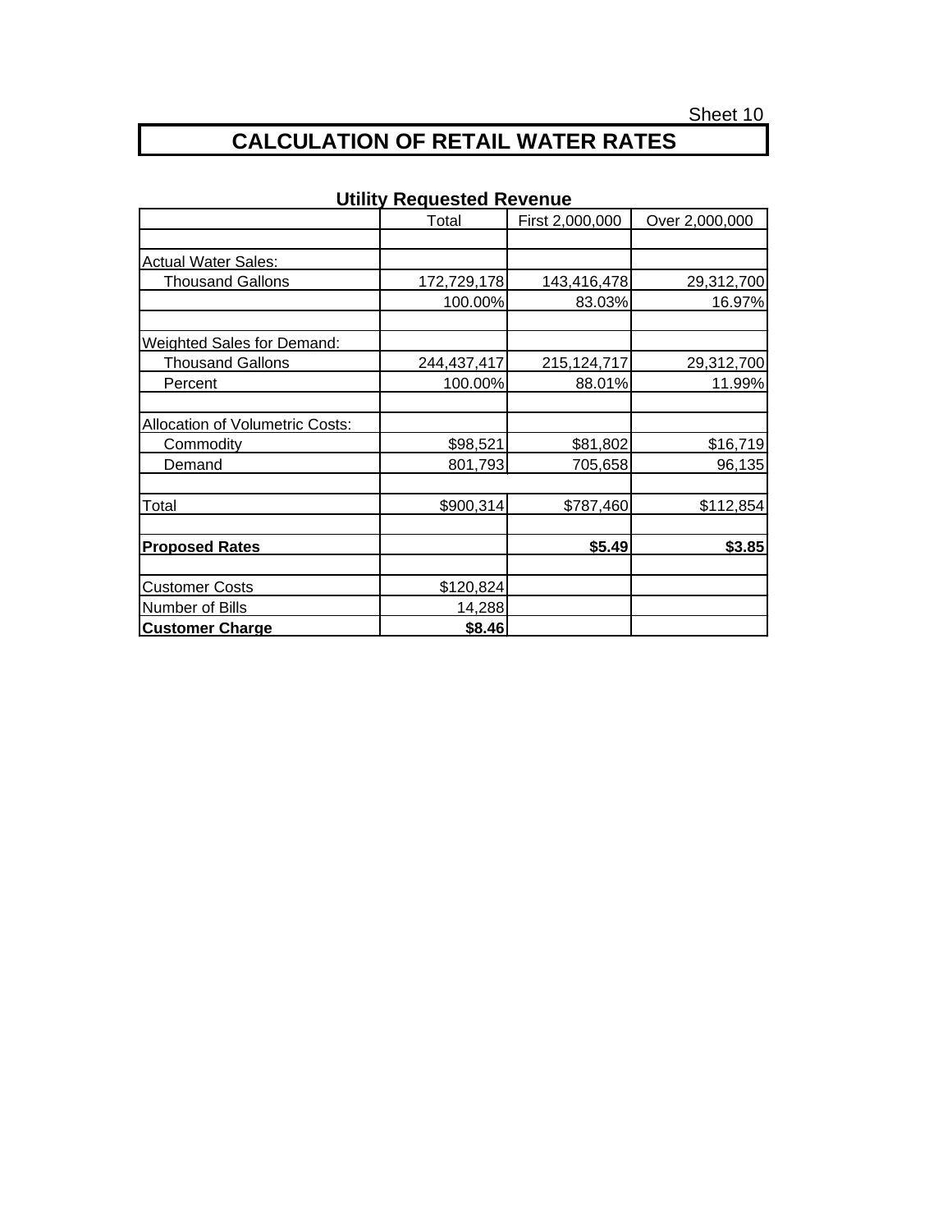Sheet 10

# CALCULATION OF RETAIL WATER RATES

## Utility Requested Revenue

| | Total | First 2,000,000 | Over 2,000,000 |
|---|---|---|---|
| | | | |
| Actual Water Sales: | | | |
| Thousand Gallons | 172,729,178 | 143,416,478 | 29,312,700 |
| | 100.00% | 83.03% | 16.97% |
| | | | |
| Weighted Sales for Demand: | | | |
| Thousand Gallons | 244,437,417 | 215,124,717 | 29,312,700 |
| Percent | 100.00% | 88.01% | 11.99% |
| | | | |
| Allocation of Volumetric Costs: | | | |
| Commodity | $98,521 | $81,802 | $16,719 |
| Demand | 801,793 | 705,658 | 96,135 |
| | | | |
| Total | $900,314 | $787,460 | $112,854 |
| | | | |
| **Proposed Rates** | | **$5.49** | **$3.85** |
| | | | |
| Customer Costs | $120,824 | | |
| Number of Bills | 14,288 | | |
| **Customer Charge** | **$8.46** | | |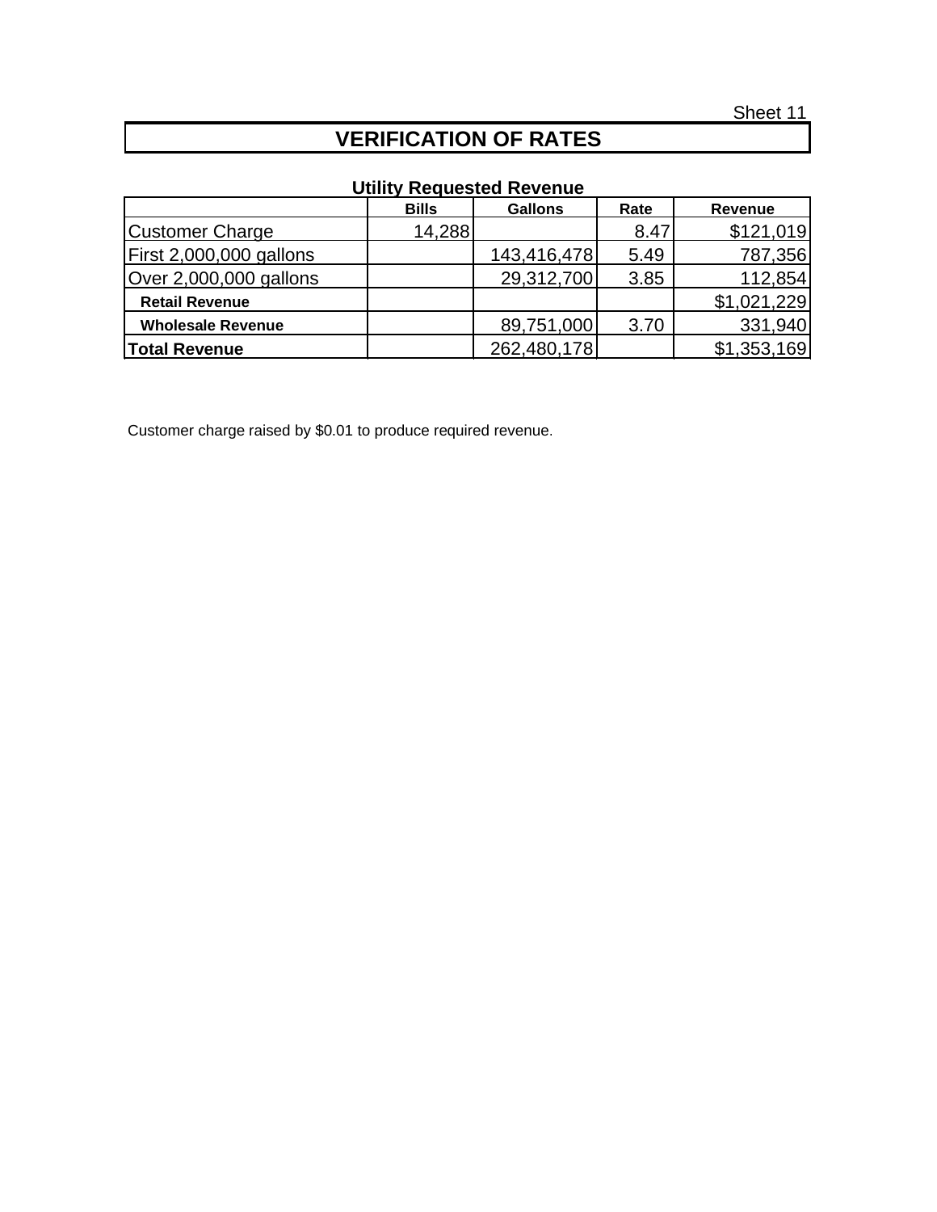Sheet 11

# VERIFICATION OF RATES

### Utility Requested Revenue

| | Bills | Gallons | Rate | Revenue |
|---|---|---|---|---|
| Customer Charge | 14,288 | | 8.47 | $121,019 |
| First 2,000,000 gallons | | 143,416,478 | 5.49 | 787,356 |
| Over 2,000,000 gallons | | 29,312,700 | 3.85 | 112,854 |
| **Retail Revenue** | | | | $1,021,229 |
| **Wholesale Revenue** | | 89,751,000 | 3.70 | 331,940 |
| **Total Revenue** | | 262,480,178 | | $1,353,169 |

Customer charge raised by $0.01 to produce required revenue.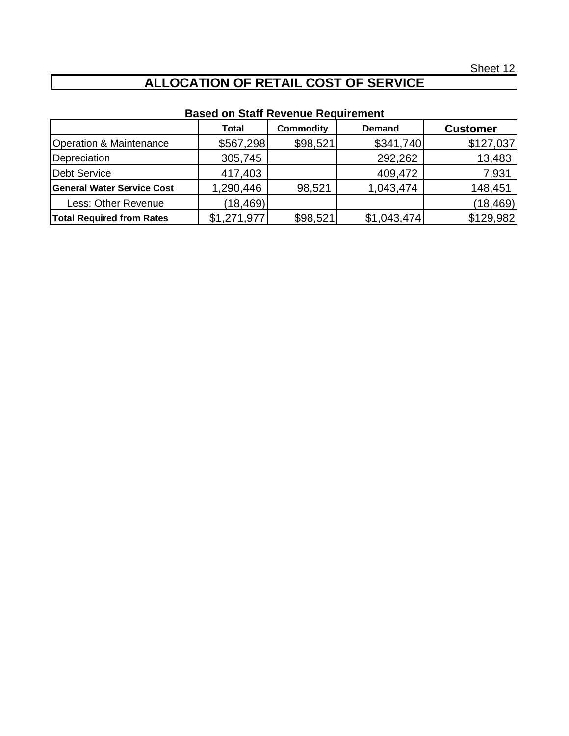Sheet 12

# ALLOCATION OF RETAIL COST OF SERVICE

**Based on Staff Revenue Requirement**

| | Total | Commodity | Demand | Customer |
|---|---|---|---|---|
| Operation & Maintenance | $567,298 | $98,521 | $341,740 | $127,037 |
| Depreciation | 305,745 | | 292,262 | 13,483 |
| Debt Service | 417,403 | | 409,472 | 7,931 |
| **General Water Service Cost** | 1,290,446 | 98,521 | 1,043,474 | 148,451 |
| Less: Other Revenue | (18,469) | | | (18,469) |
| **Total Required from Rates** | $1,271,977 | $98,521 | $1,043,474 | $129,982 |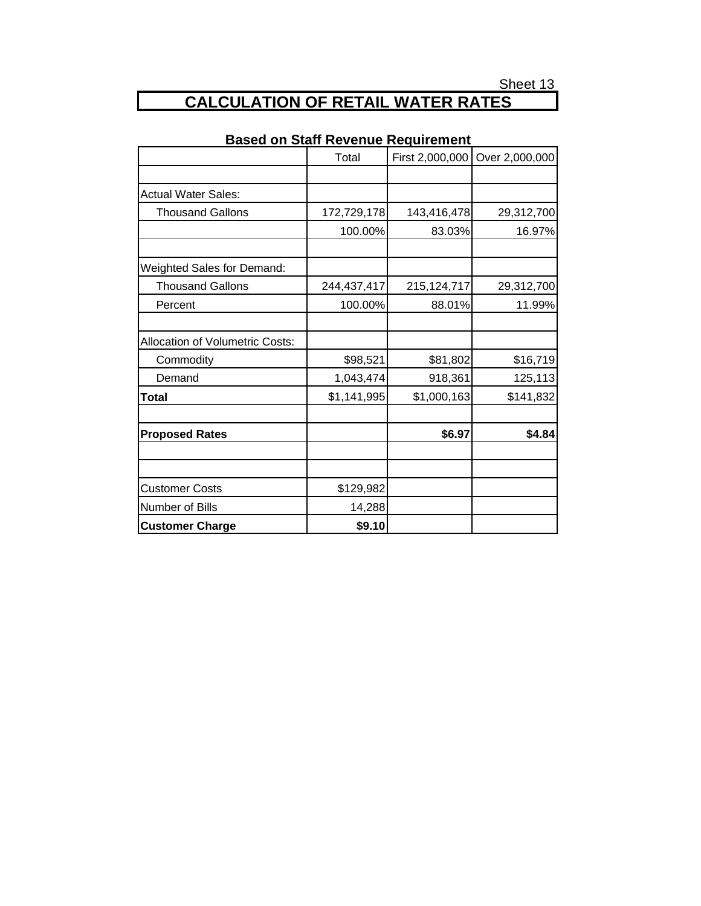Sheet 13

# CALCULATION OF RETAIL WATER RATES

## Based on Staff Revenue Requirement

| | Total | First 2,000,000 | Over 2,000,000 |
|---|---|---|---|
| | | | |
| Actual Water Sales: | | | |
| Thousand Gallons | 172,729,178 | 143,416,478 | 29,312,700 |
| | 100.00% | 83.03% | 16.97% |
| | | | |
| Weighted Sales for Demand: | | | |
| Thousand Gallons | 244,437,417 | 215,124,717 | 29,312,700 |
| Percent | 100.00% | 88.01% | 11.99% |
| | | | |
| Allocation of Volumetric Costs: | | | |
| Commodity | $98,521 | $81,802 | $16,719 |
| Demand | 1,043,474 | 918,361 | 125,113 |
| **Total** | $1,141,995 | $1,000,163 | $141,832 |
| | | | |
| **Proposed Rates** | | **$6.97** | **$4.84** |
| | | | |
| | | | |
| Customer Costs | $129,982 | | |
| Number of Bills | 14,288 | | |
| **Customer Charge** | **$9.10** | | |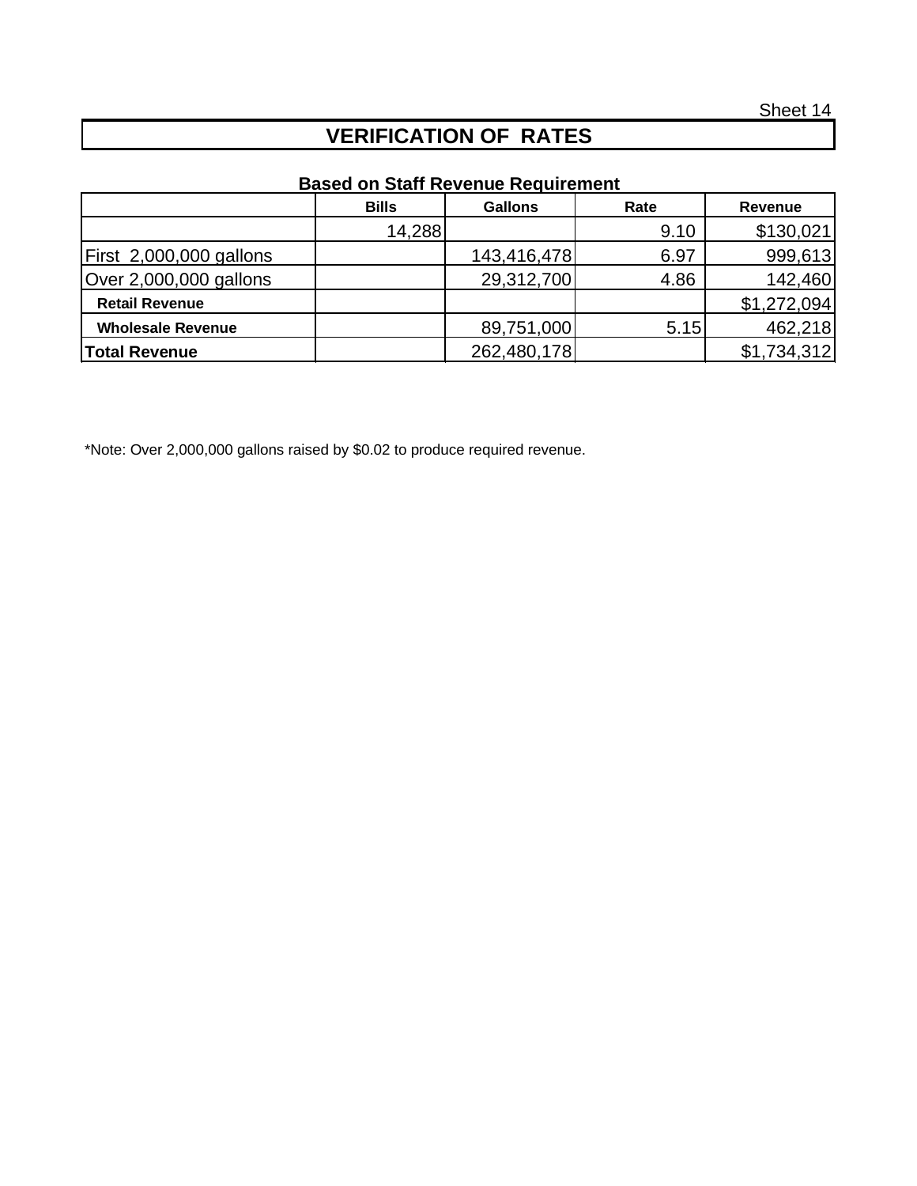Sheet 14

# VERIFICATION OF RATES

### Based on Staff Revenue Requirement

| | Bills | Gallons | Rate | Revenue |
|---|---|---|---|---|
| | 14,288 | | 9.10 | $130,021 |
| First 2,000,000 gallons | | 143,416,478 | 6.97 | 999,613 |
| Over 2,000,000 gallons | | 29,312,700 | 4.86 | 142,460 |
| **Retail Revenue** | | | | $1,272,094 |
| **Wholesale Revenue** | | 89,751,000 | 5.15 | 462,218 |
| **Total Revenue** | | 262,480,178 | | $1,734,312 |

*Note: Over 2,000,000 gallons raised by $0.02 to produce required revenue.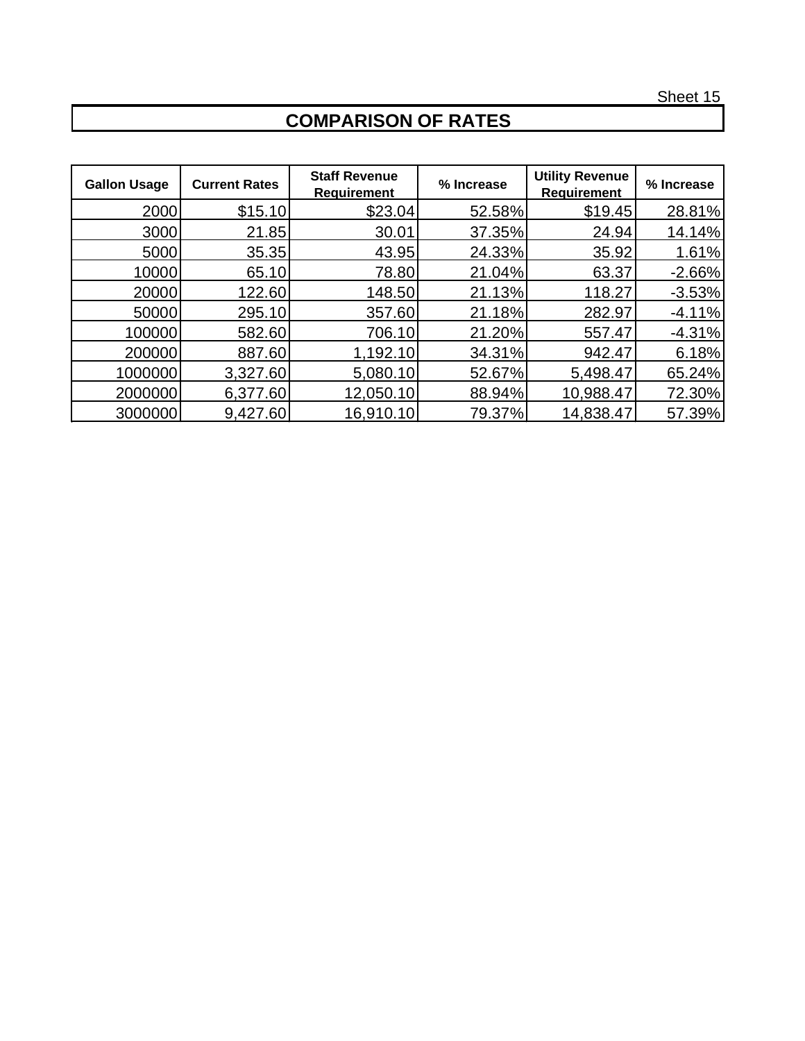Sheet 15

# COMPARISON OF RATES

| Gallon Usage | Current Rates | Staff Revenue Requirement | % Increase | Utility Revenue Requirement | % Increase |
|---|---|---|---|---|---|
| 2000 | $15.10 | $23.04 | 52.58% | $19.45 | 28.81% |
| 3000 | 21.85 | 30.01 | 37.35% | 24.94 | 14.14% |
| 5000 | 35.35 | 43.95 | 24.33% | 35.92 | 1.61% |
| 10000 | 65.10 | 78.80 | 21.04% | 63.37 | -2.66% |
| 20000 | 122.60 | 148.50 | 21.13% | 118.27 | -3.53% |
| 50000 | 295.10 | 357.60 | 21.18% | 282.97 | -4.11% |
| 100000 | 582.60 | 706.10 | 21.20% | 557.47 | -4.31% |
| 200000 | 887.60 | 1,192.10 | 34.31% | 942.47 | 6.18% |
| 1000000 | 3,327.60 | 5,080.10 | 52.67% | 5,498.47 | 65.24% |
| 2000000 | 6,377.60 | 12,050.10 | 88.94% | 10,988.47 | 72.30% |
| 3000000 | 9,427.60 | 16,910.10 | 79.37% | 14,838.47 | 57.39% |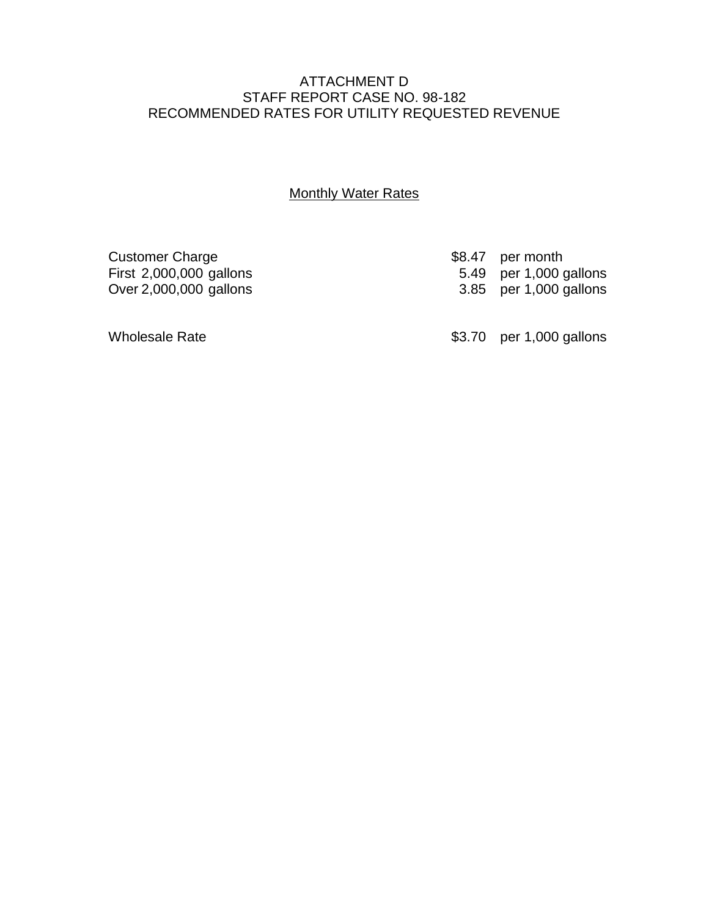ATTACHMENT D
STAFF REPORT CASE NO. 98-182
RECOMMENDED RATES FOR UTILITY REQUESTED REVENUE

Monthly Water Rates

| | | |
|---|---|---|
| Customer Charge | $8.47 | per month |
| First 2,000,000 gallons | 5.49 | per 1,000 gallons |
| Over 2,000,000 gallons | 3.85 | per 1,000 gallons |
| | | |
| Wholesale Rate | $3.70 | per 1,000 gallons |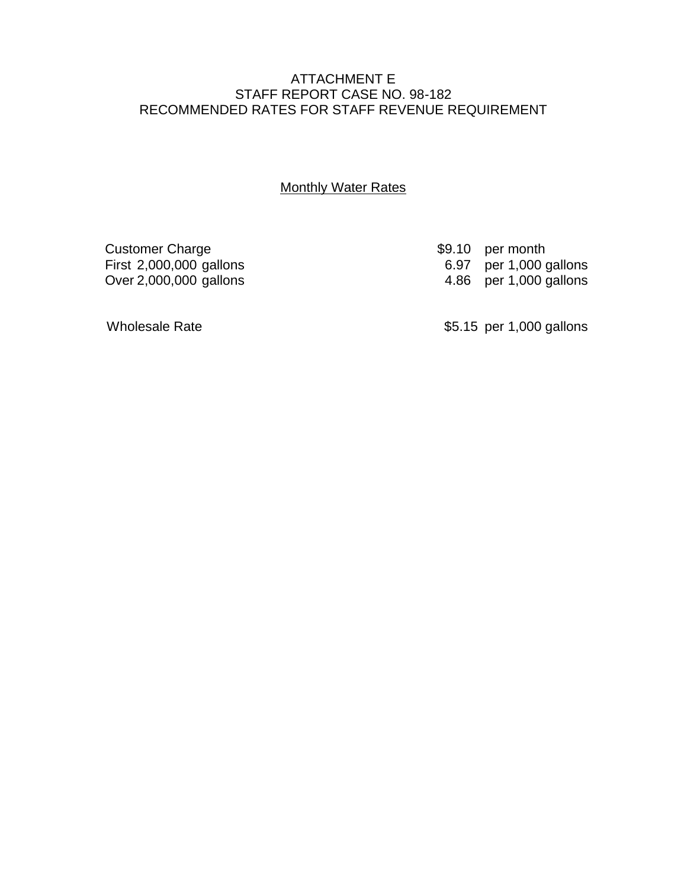ATTACHMENT E
STAFF REPORT CASE NO. 98-182
RECOMMENDED RATES FOR STAFF REVENUE REQUIREMENT

Monthly Water Rates

| | | |
|---|---|---|
| Customer Charge | $9.10 | per month |
| First 2,000,000 gallons | 6.97 | per 1,000 gallons |
| Over 2,000,000 gallons | 4.86 | per 1,000 gallons |

| | | |
|---|---|---|
| Wholesale Rate | $5.15 | per 1,000 gallons |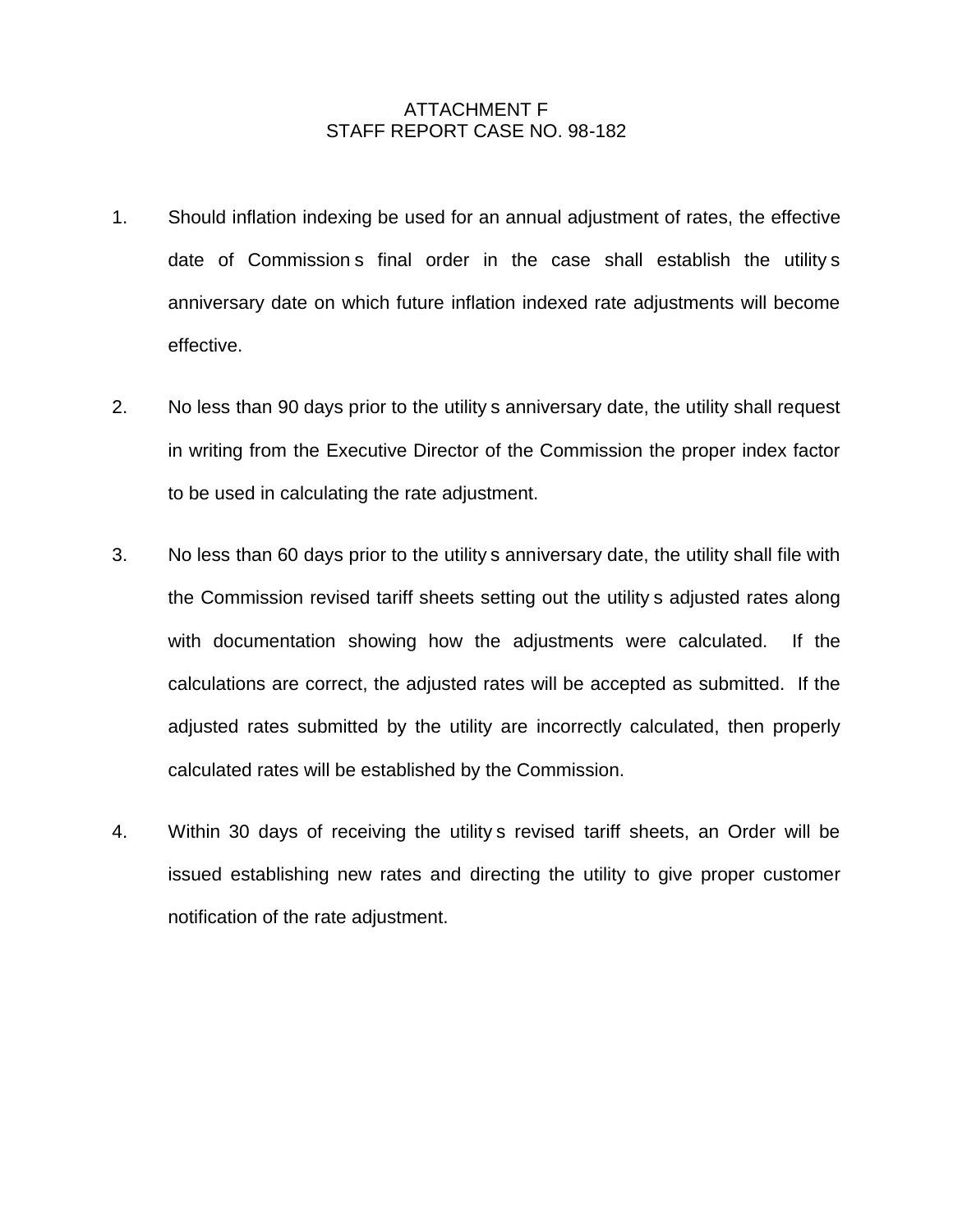ATTACHMENT F
STAFF REPORT CASE NO. 98-182

1. Should inflation indexing be used for an annual adjustment of rates, the effective date of Commission s final order in the case shall establish the utility s anniversary date on which future inflation indexed rate adjustments will become effective.

2. No less than 90 days prior to the utility s anniversary date, the utility shall request in writing from the Executive Director of the Commission the proper index factor to be used in calculating the rate adjustment.

3. No less than 60 days prior to the utility s anniversary date, the utility shall file with the Commission revised tariff sheets setting out the utility s adjusted rates along with documentation showing how the adjustments were calculated. If the calculations are correct, the adjusted rates will be accepted as submitted. If the adjusted rates submitted by the utility are incorrectly calculated, then properly calculated rates will be established by the Commission.

4. Within 30 days of receiving the utility s revised tariff sheets, an Order will be issued establishing new rates and directing the utility to give proper customer notification of the rate adjustment.